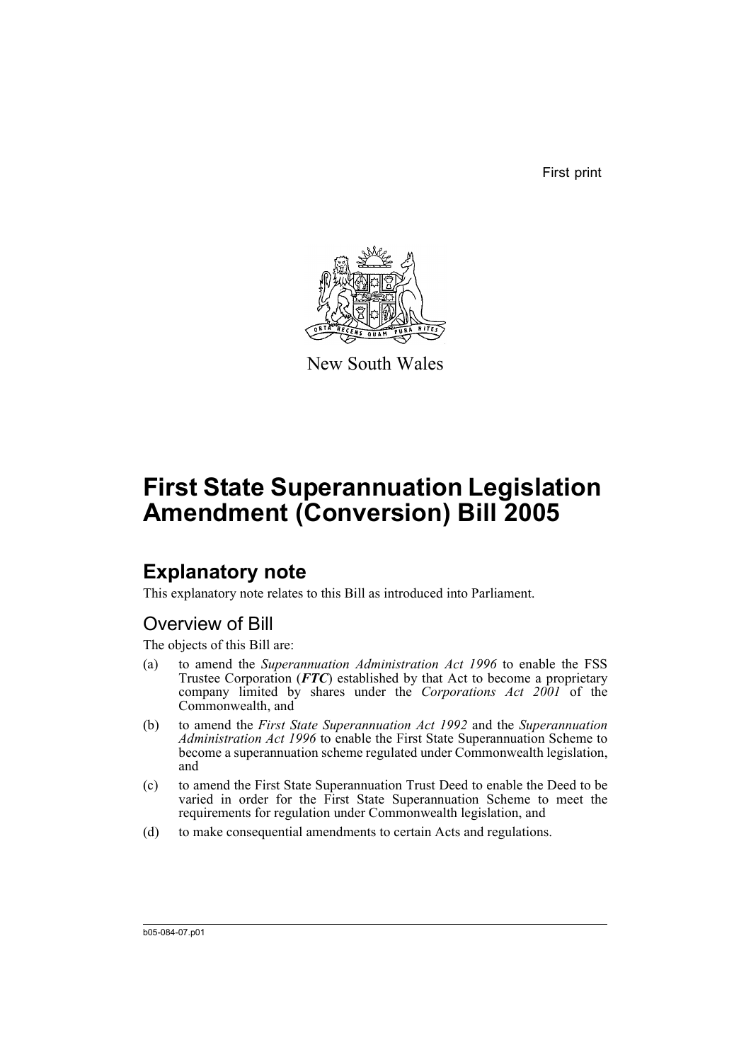First print

New South Wales

# First State Superannuation Legislation Amendment (Conversion) Bill 2005

## Explanatory note

This explanatory note relates to this Bill as introduced into Parliament.

### Overview of Bill

The objects of this Bill are:

(a) to amend the *Superannuation Administration Act 1996* to enable the FSS Trustee Corporation (***FTC***) established by that Act to become a proprietary company limited by shares under the *Corporations Act 2001* of the Commonwealth, and

(b) to amend the *First State Superannuation Act 1992* and the *Superannuation Administration Act 1996* to enable the First State Superannuation Scheme to become a superannuation scheme regulated under Commonwealth legislation, and

(c) to amend the First State Superannuation Trust Deed to enable the Deed to be varied in order for the First State Superannuation Scheme to meet the requirements for regulation under Commonwealth legislation, and

(d) to make consequential amendments to certain Acts and regulations.

b05-084-07.p01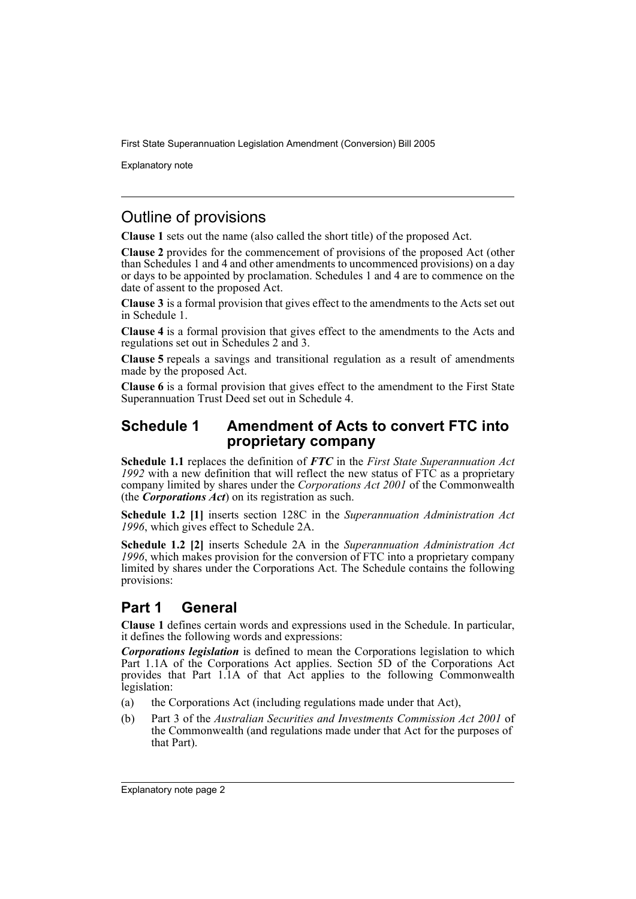## Outline of provisions

**Clause 1** sets out the name (also called the short title) of the proposed Act.

**Clause 2** provides for the commencement of provisions of the proposed Act (other than Schedules 1 and 4 and other amendments to uncommenced provisions) on a day or days to be appointed by proclamation. Schedules 1 and 4 are to commence on the date of assent to the proposed Act.

**Clause 3** is a formal provision that gives effect to the amendments to the Acts set out in Schedule 1.

**Clause 4** is a formal provision that gives effect to the amendments to the Acts and regulations set out in Schedules 2 and 3.

**Clause 5** repeals a savings and transitional regulation as a result of amendments made by the proposed Act.

**Clause 6** is a formal provision that gives effect to the amendment to the First State Superannuation Trust Deed set out in Schedule 4.

## Schedule 1 Amendment of Acts to convert FTC into proprietary company

**Schedule 1.1** replaces the definition of ***FTC*** in the *First State Superannuation Act 1992* with a new definition that will reflect the new status of FTC as a proprietary company limited by shares under the *Corporations Act 2001* of the Commonwealth (the ***Corporations Act***) on its registration as such.

**Schedule 1.2 [1]** inserts section 128C in the *Superannuation Administration Act 1996*, which gives effect to Schedule 2A.

**Schedule 1.2 [2]** inserts Schedule 2A in the *Superannuation Administration Act 1996*, which makes provision for the conversion of FTC into a proprietary company limited by shares under the Corporations Act. The Schedule contains the following provisions:

## Part 1 General

**Clause 1** defines certain words and expressions used in the Schedule. In particular, it defines the following words and expressions:

***Corporations legislation*** is defined to mean the Corporations legislation to which Part 1.1A of the Corporations Act applies. Section 5D of the Corporations Act provides that Part 1.1A of that Act applies to the following Commonwealth legislation:

(a) the Corporations Act (including regulations made under that Act),

(b) Part 3 of the *Australian Securities and Investments Commission Act 2001* of the Commonwealth (and regulations made under that Act for the purposes of that Part).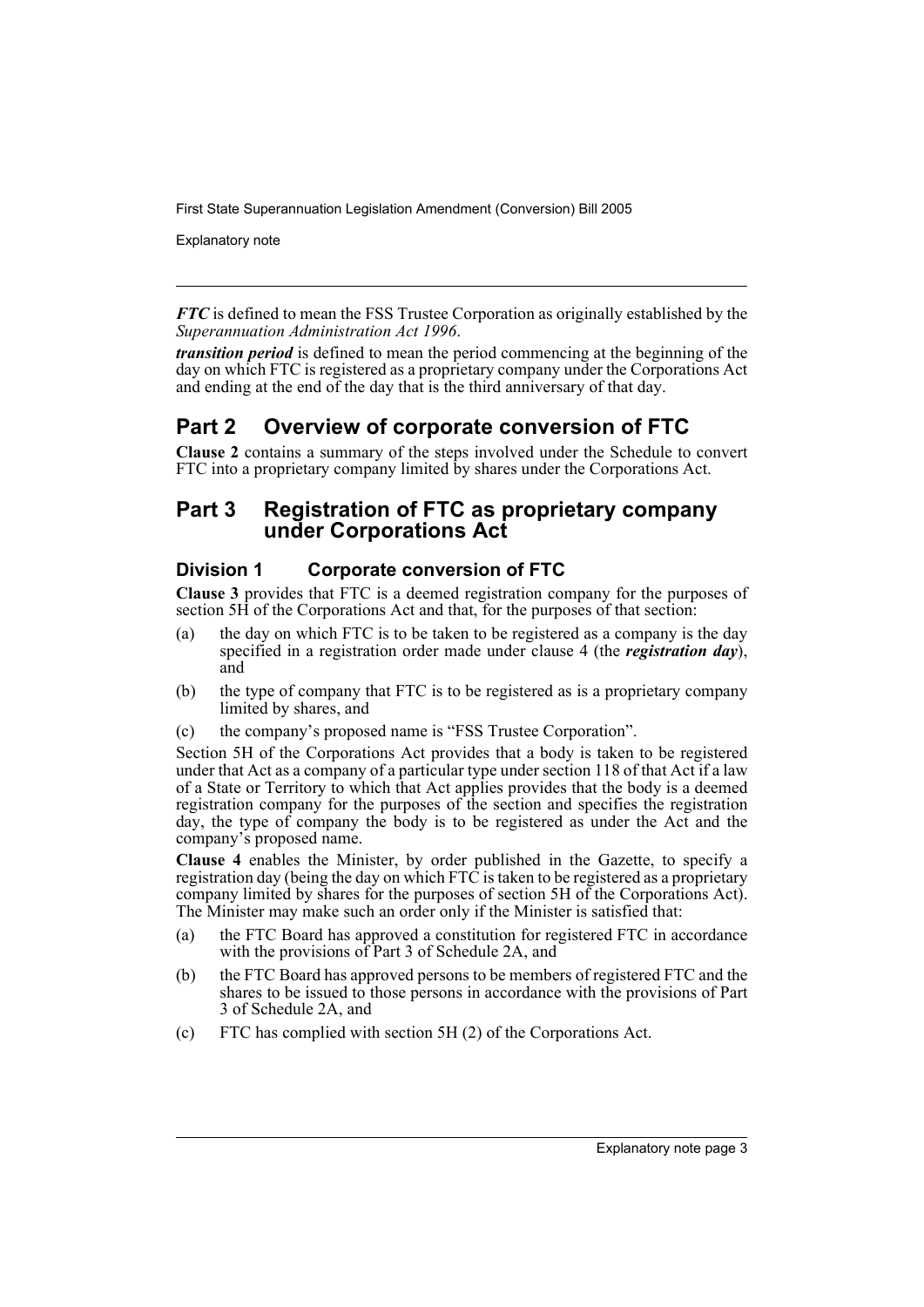***FTC*** is defined to mean the FSS Trustee Corporation as originally established by the *Superannuation Administration Act 1996*.

***transition period*** is defined to mean the period commencing at the beginning of the day on which FTC is registered as a proprietary company under the Corporations Act and ending at the end of the day that is the third anniversary of that day.

## Part 2 Overview of corporate conversion of FTC

**Clause 2** contains a summary of the steps involved under the Schedule to convert FTC into a proprietary company limited by shares under the Corporations Act.

## Part 3 Registration of FTC as proprietary company under Corporations Act

### Division 1 Corporate conversion of FTC

**Clause 3** provides that FTC is a deemed registration company for the purposes of section 5H of the Corporations Act and that, for the purposes of that section:

(a) the day on which FTC is to be taken to be registered as a company is the day specified in a registration order made under clause 4 (the ***registration day***), and

(b) the type of company that FTC is to be registered as is a proprietary company limited by shares, and

(c) the company's proposed name is "FSS Trustee Corporation".

Section 5H of the Corporations Act provides that a body is taken to be registered under that Act as a company of a particular type under section 118 of that Act if a law of a State or Territory to which that Act applies provides that the body is a deemed registration company for the purposes of the section and specifies the registration day, the type of company the body is to be registered as under the Act and the company's proposed name.

**Clause 4** enables the Minister, by order published in the Gazette, to specify a registration day (being the day on which FTC is taken to be registered as a proprietary company limited by shares for the purposes of section 5H of the Corporations Act). The Minister may make such an order only if the Minister is satisfied that:

(a) the FTC Board has approved a constitution for registered FTC in accordance with the provisions of Part 3 of Schedule 2A, and

(b) the FTC Board has approved persons to be members of registered FTC and the shares to be issued to those persons in accordance with the provisions of Part 3 of Schedule 2A, and

(c) FTC has complied with section 5H (2) of the Corporations Act.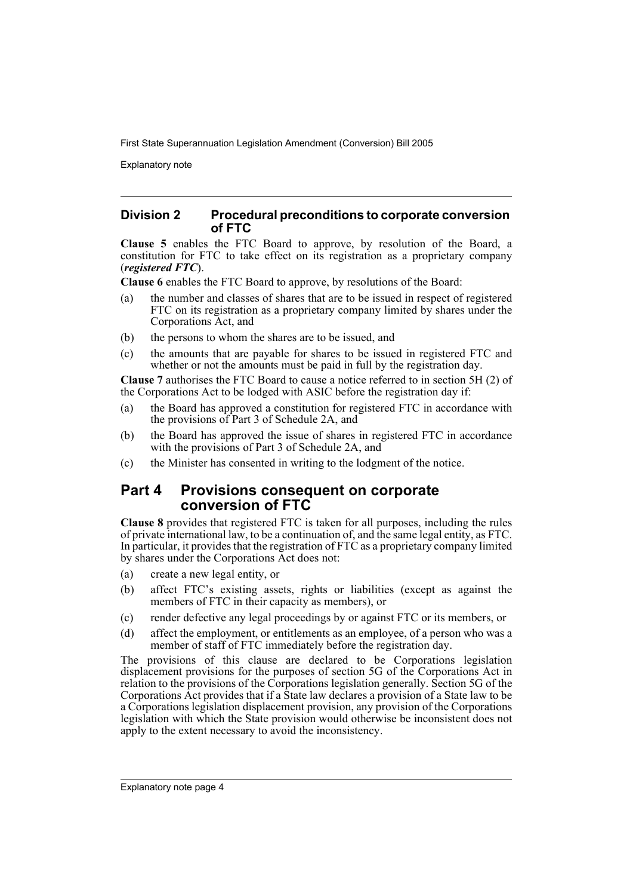## Division 2 Procedural preconditions to corporate conversion of FTC

**Clause 5** enables the FTC Board to approve, by resolution of the Board, a constitution for FTC to take effect on its registration as a proprietary company (***registered FTC***).

**Clause 6** enables the FTC Board to approve, by resolutions of the Board:

(a) the number and classes of shares that are to be issued in respect of registered FTC on its registration as a proprietary company limited by shares under the Corporations Act, and

(b) the persons to whom the shares are to be issued, and

(c) the amounts that are payable for shares to be issued in registered FTC and whether or not the amounts must be paid in full by the registration day.

**Clause 7** authorises the FTC Board to cause a notice referred to in section 5H (2) of the Corporations Act to be lodged with ASIC before the registration day if:

(a) the Board has approved a constitution for registered FTC in accordance with the provisions of Part 3 of Schedule 2A, and

(b) the Board has approved the issue of shares in registered FTC in accordance with the provisions of Part 3 of Schedule 2A, and

(c) the Minister has consented in writing to the lodgment of the notice.

# Part 4 Provisions consequent on corporate conversion of FTC

**Clause 8** provides that registered FTC is taken for all purposes, including the rules of private international law, to be a continuation of, and the same legal entity, as FTC. In particular, it provides that the registration of FTC as a proprietary company limited by shares under the Corporations Act does not:

(a) create a new legal entity, or

(b) affect FTC's existing assets, rights or liabilities (except as against the members of FTC in their capacity as members), or

(c) render defective any legal proceedings by or against FTC or its members, or

(d) affect the employment, or entitlements as an employee, of a person who was a member of staff of FTC immediately before the registration day.

The provisions of this clause are declared to be Corporations legislation displacement provisions for the purposes of section 5G of the Corporations Act in relation to the provisions of the Corporations legislation generally. Section 5G of the Corporations Act provides that if a State law declares a provision of a State law to be a Corporations legislation displacement provision, any provision of the Corporations legislation with which the State provision would otherwise be inconsistent does not apply to the extent necessary to avoid the inconsistency.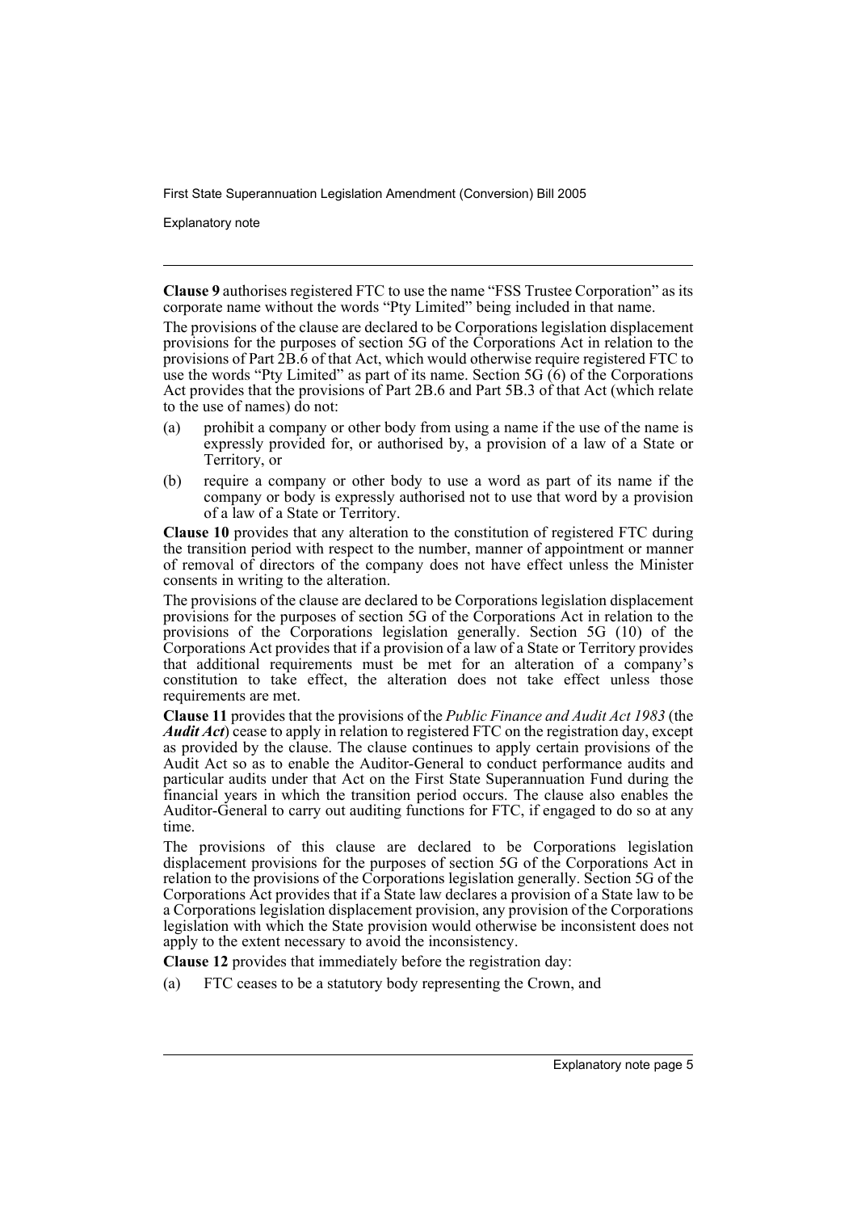**Clause 9** authorises registered FTC to use the name "FSS Trustee Corporation" as its corporate name without the words "Pty Limited" being included in that name.

The provisions of the clause are declared to be Corporations legislation displacement provisions for the purposes of section 5G of the Corporations Act in relation to the provisions of Part 2B.6 of that Act, which would otherwise require registered FTC to use the words "Pty Limited" as part of its name. Section 5G (6) of the Corporations Act provides that the provisions of Part 2B.6 and Part 5B.3 of that Act (which relate to the use of names) do not:

(a) prohibit a company or other body from using a name if the use of the name is expressly provided for, or authorised by, a provision of a law of a State or Territory, or

(b) require a company or other body to use a word as part of its name if the company or body is expressly authorised not to use that word by a provision of a law of a State or Territory.

**Clause 10** provides that any alteration to the constitution of registered FTC during the transition period with respect to the number, manner of appointment or manner of removal of directors of the company does not have effect unless the Minister consents in writing to the alteration.

The provisions of the clause are declared to be Corporations legislation displacement provisions for the purposes of section 5G of the Corporations Act in relation to the provisions of the Corporations legislation generally. Section 5G (10) of the Corporations Act provides that if a provision of a law of a State or Territory provides that additional requirements must be met for an alteration of a company's constitution to take effect, the alteration does not take effect unless those requirements are met.

**Clause 11** provides that the provisions of the *Public Finance and Audit Act 1983* (the ***Audit Act***) cease to apply in relation to registered FTC on the registration day, except as provided by the clause. The clause continues to apply certain provisions of the Audit Act so as to enable the Auditor-General to conduct performance audits and particular audits under that Act on the First State Superannuation Fund during the financial years in which the transition period occurs. The clause also enables the Auditor-General to carry out auditing functions for FTC, if engaged to do so at any time.

The provisions of this clause are declared to be Corporations legislation displacement provisions for the purposes of section 5G of the Corporations Act in relation to the provisions of the Corporations legislation generally. Section 5G of the Corporations Act provides that if a State law declares a provision of a State law to be a Corporations legislation displacement provision, any provision of the Corporations legislation with which the State provision would otherwise be inconsistent does not apply to the extent necessary to avoid the inconsistency.

**Clause 12** provides that immediately before the registration day:

(a) FTC ceases to be a statutory body representing the Crown, and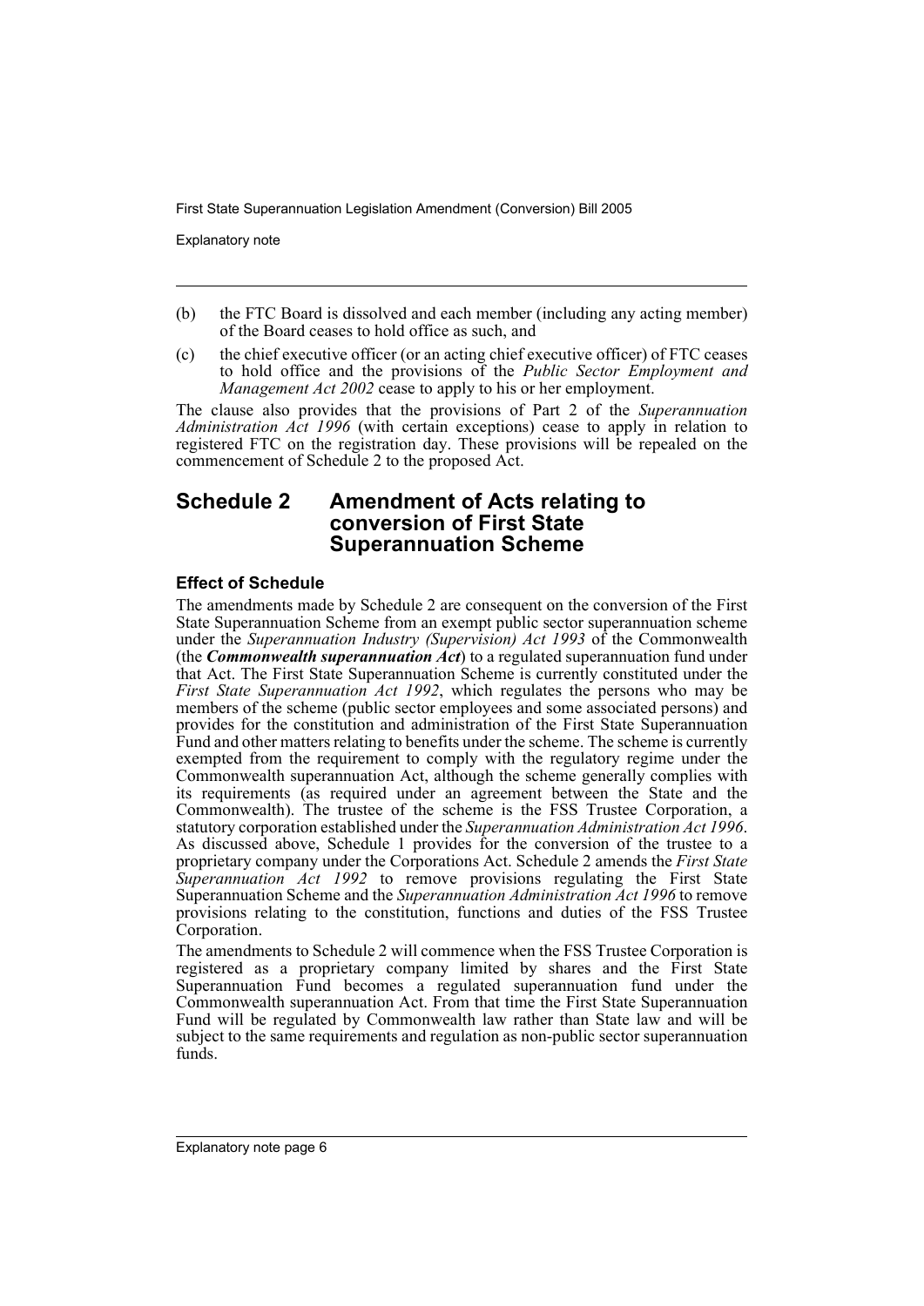(b) the FTC Board is dissolved and each member (including any acting member) of the Board ceases to hold office as such, and

(c) the chief executive officer (or an acting chief executive officer) of FTC ceases to hold office and the provisions of the *Public Sector Employment and Management Act 2002* cease to apply to his or her employment.

The clause also provides that the provisions of Part 2 of the *Superannuation Administration Act 1996* (with certain exceptions) cease to apply in relation to registered FTC on the registration day. These provisions will be repealed on the commencement of Schedule 2 to the proposed Act.

## Schedule 2 Amendment of Acts relating to conversion of First State Superannuation Scheme

### Effect of Schedule

The amendments made by Schedule 2 are consequent on the conversion of the First State Superannuation Scheme from an exempt public sector superannuation scheme under the *Superannuation Industry (Supervision) Act 1993* of the Commonwealth (the ***Commonwealth superannuation Act***) to a regulated superannuation fund under that Act. The First State Superannuation Scheme is currently constituted under the *First State Superannuation Act 1992*, which regulates the persons who may be members of the scheme (public sector employees and some associated persons) and provides for the constitution and administration of the First State Superannuation Fund and other matters relating to benefits under the scheme. The scheme is currently exempted from the requirement to comply with the regulatory regime under the Commonwealth superannuation Act, although the scheme generally complies with its requirements (as required under an agreement between the State and the Commonwealth). The trustee of the scheme is the FSS Trustee Corporation, a statutory corporation established under the *Superannuation Administration Act 1996*. As discussed above, Schedule 1 provides for the conversion of the trustee to a proprietary company under the Corporations Act. Schedule 2 amends the *First State Superannuation Act 1992* to remove provisions regulating the First State Superannuation Scheme and the *Superannuation Administration Act 1996* to remove provisions relating to the constitution, functions and duties of the FSS Trustee Corporation.

The amendments to Schedule 2 will commence when the FSS Trustee Corporation is registered as a proprietary company limited by shares and the First State Superannuation Fund becomes a regulated superannuation fund under the Commonwealth superannuation Act. From that time the First State Superannuation Fund will be regulated by Commonwealth law rather than State law and will be subject to the same requirements and regulation as non-public sector superannuation funds.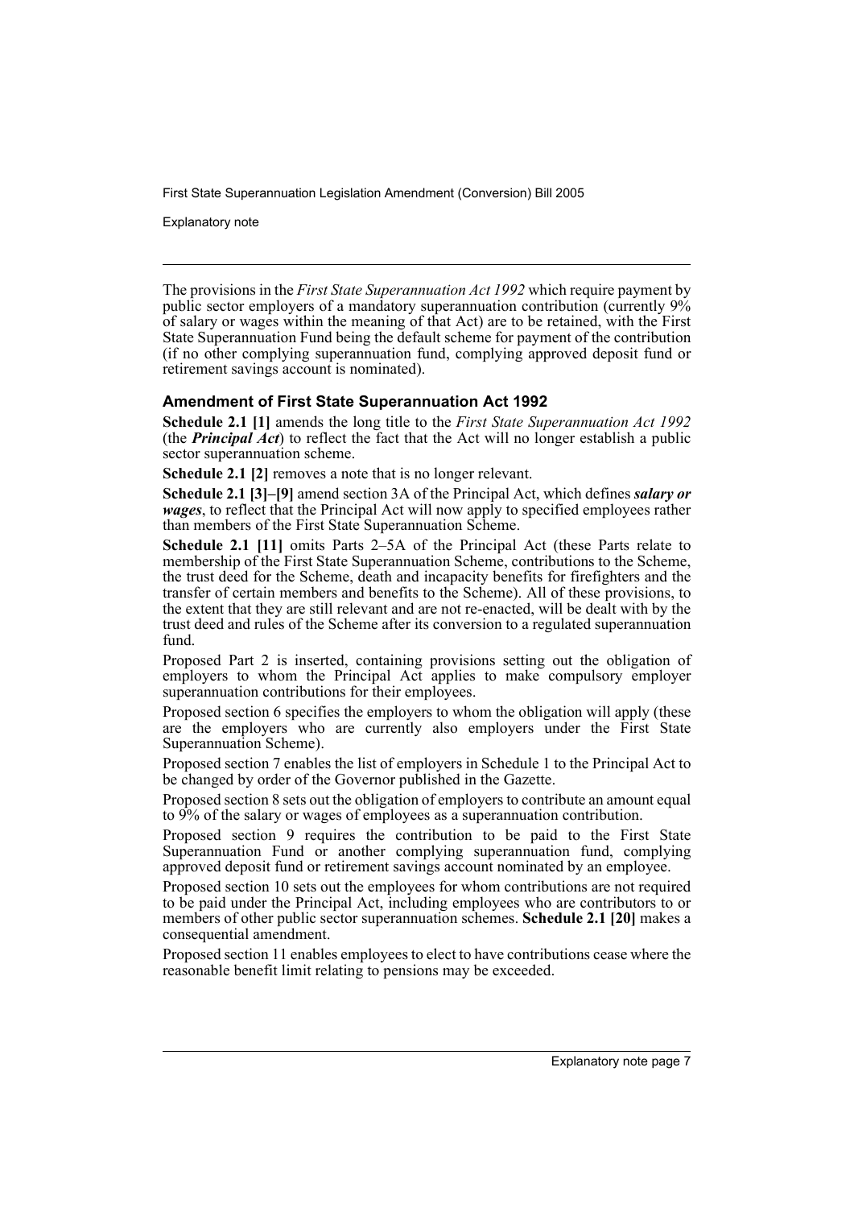The provisions in the *First State Superannuation Act 1992* which require payment by public sector employers of a mandatory superannuation contribution (currently 9% of salary or wages within the meaning of that Act) are to be retained, with the First State Superannuation Fund being the default scheme for payment of the contribution (if no other complying superannuation fund, complying approved deposit fund or retirement savings account is nominated).

### Amendment of First State Superannuation Act 1992

**Schedule 2.1 [1]** amends the long title to the *First State Superannuation Act 1992* (the ***Principal Act***) to reflect the fact that the Act will no longer establish a public sector superannuation scheme.

**Schedule 2.1 [2]** removes a note that is no longer relevant.

**Schedule 2.1 [3]–[9]** amend section 3A of the Principal Act, which defines ***salary or wages***, to reflect that the Principal Act will now apply to specified employees rather than members of the First State Superannuation Scheme.

**Schedule 2.1 [11]** omits Parts 2–5A of the Principal Act (these Parts relate to membership of the First State Superannuation Scheme, contributions to the Scheme, the trust deed for the Scheme, death and incapacity benefits for firefighters and the transfer of certain members and benefits to the Scheme). All of these provisions, to the extent that they are still relevant and are not re-enacted, will be dealt with by the trust deed and rules of the Scheme after its conversion to a regulated superannuation fund.

Proposed Part 2 is inserted, containing provisions setting out the obligation of employers to whom the Principal Act applies to make compulsory employer superannuation contributions for their employees.

Proposed section 6 specifies the employers to whom the obligation will apply (these are the employers who are currently also employers under the First State Superannuation Scheme).

Proposed section 7 enables the list of employers in Schedule 1 to the Principal Act to be changed by order of the Governor published in the Gazette.

Proposed section 8 sets out the obligation of employers to contribute an amount equal to 9% of the salary or wages of employees as a superannuation contribution.

Proposed section 9 requires the contribution to be paid to the First State Superannuation Fund or another complying superannuation fund, complying approved deposit fund or retirement savings account nominated by an employee.

Proposed section 10 sets out the employees for whom contributions are not required to be paid under the Principal Act, including employees who are contributors to or members of other public sector superannuation schemes. **Schedule 2.1 [20]** makes a consequential amendment.

Proposed section 11 enables employees to elect to have contributions cease where the reasonable benefit limit relating to pensions may be exceeded.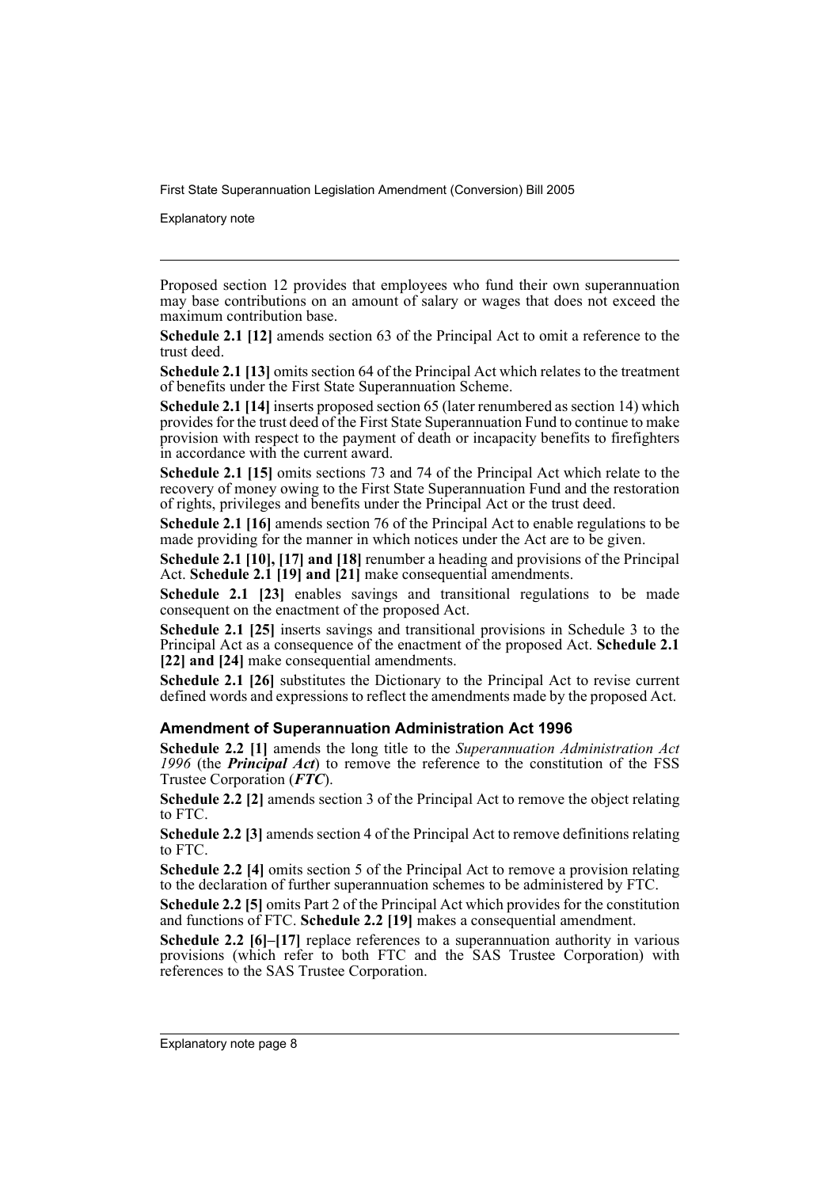Proposed section 12 provides that employees who fund their own superannuation may base contributions on an amount of salary or wages that does not exceed the maximum contribution base.

**Schedule 2.1 [12]** amends section 63 of the Principal Act to omit a reference to the trust deed.

**Schedule 2.1 [13]** omits section 64 of the Principal Act which relates to the treatment of benefits under the First State Superannuation Scheme.

**Schedule 2.1 [14]** inserts proposed section 65 (later renumbered as section 14) which provides for the trust deed of the First State Superannuation Fund to continue to make provision with respect to the payment of death or incapacity benefits to firefighters in accordance with the current award.

**Schedule 2.1 [15]** omits sections 73 and 74 of the Principal Act which relate to the recovery of money owing to the First State Superannuation Fund and the restoration of rights, privileges and benefits under the Principal Act or the trust deed.

**Schedule 2.1 [16]** amends section 76 of the Principal Act to enable regulations to be made providing for the manner in which notices under the Act are to be given.

**Schedule 2.1 [10], [17] and [18]** renumber a heading and provisions of the Principal Act. **Schedule 2.1 [19] and [21]** make consequential amendments.

**Schedule 2.1 [23]** enables savings and transitional regulations to be made consequent on the enactment of the proposed Act.

**Schedule 2.1 [25]** inserts savings and transitional provisions in Schedule 3 to the Principal Act as a consequence of the enactment of the proposed Act. **Schedule 2.1 [22] and [24]** make consequential amendments.

**Schedule 2.1 [26]** substitutes the Dictionary to the Principal Act to revise current defined words and expressions to reflect the amendments made by the proposed Act.

### Amendment of Superannuation Administration Act 1996

**Schedule 2.2 [1]** amends the long title to the *Superannuation Administration Act 1996* (the ***Principal Act***) to remove the reference to the constitution of the FSS Trustee Corporation (***FTC***).

**Schedule 2.2 [2]** amends section 3 of the Principal Act to remove the object relating to FTC.

**Schedule 2.2 [3]** amends section 4 of the Principal Act to remove definitions relating to FTC.

**Schedule 2.2 [4]** omits section 5 of the Principal Act to remove a provision relating to the declaration of further superannuation schemes to be administered by FTC.

**Schedule 2.2 [5]** omits Part 2 of the Principal Act which provides for the constitution and functions of FTC. **Schedule 2.2 [19]** makes a consequential amendment.

**Schedule 2.2 [6]–[17]** replace references to a superannuation authority in various provisions (which refer to both FTC and the SAS Trustee Corporation) with references to the SAS Trustee Corporation.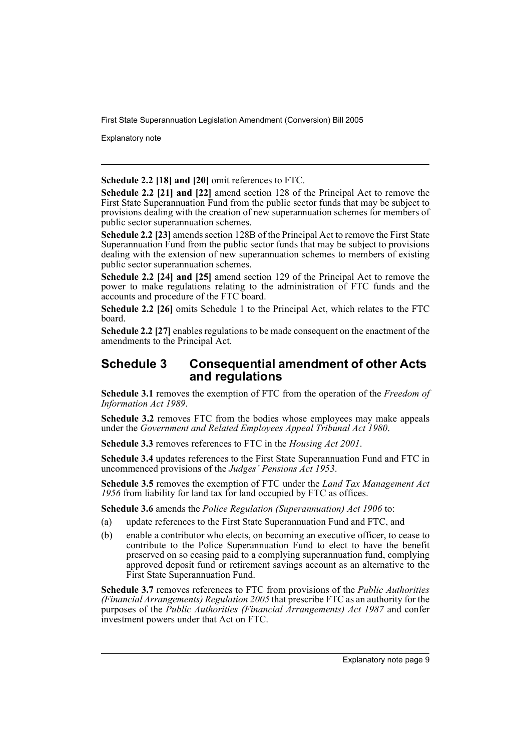**Schedule 2.2 [18] and [20]** omit references to FTC.

**Schedule 2.2 [21] and [22]** amend section 128 of the Principal Act to remove the First State Superannuation Fund from the public sector funds that may be subject to provisions dealing with the creation of new superannuation schemes for members of public sector superannuation schemes.

**Schedule 2.2 [23]** amends section 128B of the Principal Act to remove the First State Superannuation Fund from the public sector funds that may be subject to provisions dealing with the extension of new superannuation schemes to members of existing public sector superannuation schemes.

**Schedule 2.2 [24] and [25]** amend section 129 of the Principal Act to remove the power to make regulations relating to the administration of FTC funds and the accounts and procedure of the FTC board.

**Schedule 2.2 [26]** omits Schedule 1 to the Principal Act, which relates to the FTC board.

**Schedule 2.2 [27]** enables regulations to be made consequent on the enactment of the amendments to the Principal Act.

## Schedule 3 Consequential amendment of other Acts and regulations

**Schedule 3.1** removes the exemption of FTC from the operation of the *Freedom of Information Act 1989*.

**Schedule 3.2** removes FTC from the bodies whose employees may make appeals under the *Government and Related Employees Appeal Tribunal Act 1980*.

**Schedule 3.3** removes references to FTC in the *Housing Act 2001*.

**Schedule 3.4** updates references to the First State Superannuation Fund and FTC in uncommenced provisions of the *Judges' Pensions Act 1953*.

**Schedule 3.5** removes the exemption of FTC under the *Land Tax Management Act 1956* from liability for land tax for land occupied by FTC as offices.

**Schedule 3.6** amends the *Police Regulation (Superannuation) Act 1906* to:

(a) update references to the First State Superannuation Fund and FTC, and

(b) enable a contributor who elects, on becoming an executive officer, to cease to contribute to the Police Superannuation Fund to elect to have the benefit preserved on so ceasing paid to a complying superannuation fund, complying approved deposit fund or retirement savings account as an alternative to the First State Superannuation Fund.

**Schedule 3.7** removes references to FTC from provisions of the *Public Authorities (Financial Arrangements) Regulation 2005* that prescribe FTC as an authority for the purposes of the *Public Authorities (Financial Arrangements) Act 1987* and confer investment powers under that Act on FTC.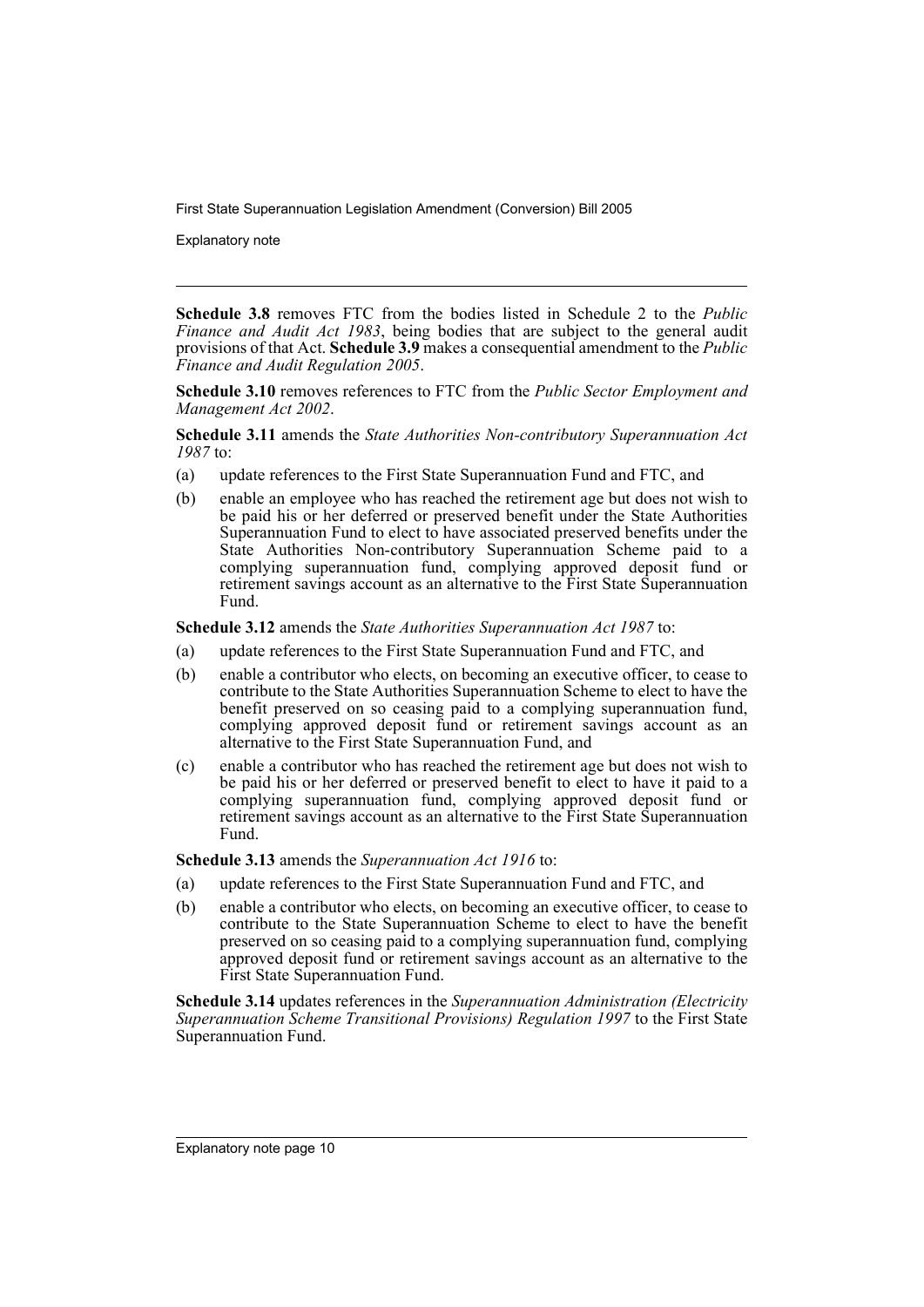**Schedule 3.8** removes FTC from the bodies listed in Schedule 2 to the *Public Finance and Audit Act 1983*, being bodies that are subject to the general audit provisions of that Act. **Schedule 3.9** makes a consequential amendment to the *Public Finance and Audit Regulation 2005*.

**Schedule 3.10** removes references to FTC from the *Public Sector Employment and Management Act 2002*.

**Schedule 3.11** amends the *State Authorities Non-contributory Superannuation Act 1987* to:

- (a) update references to the First State Superannuation Fund and FTC, and
- (b) enable an employee who has reached the retirement age but does not wish to be paid his or her deferred or preserved benefit under the State Authorities Superannuation Fund to elect to have associated preserved benefits under the State Authorities Non-contributory Superannuation Scheme paid to a complying superannuation fund, complying approved deposit fund or retirement savings account as an alternative to the First State Superannuation Fund.

**Schedule 3.12** amends the *State Authorities Superannuation Act 1987* to:

- (a) update references to the First State Superannuation Fund and FTC, and
- (b) enable a contributor who elects, on becoming an executive officer, to cease to contribute to the State Authorities Superannuation Scheme to elect to have the benefit preserved on so ceasing paid to a complying superannuation fund, complying approved deposit fund or retirement savings account as an alternative to the First State Superannuation Fund, and
- (c) enable a contributor who has reached the retirement age but does not wish to be paid his or her deferred or preserved benefit to elect to have it paid to a complying superannuation fund, complying approved deposit fund or retirement savings account as an alternative to the First State Superannuation Fund.

**Schedule 3.13** amends the *Superannuation Act 1916* to:

- (a) update references to the First State Superannuation Fund and FTC, and
- (b) enable a contributor who elects, on becoming an executive officer, to cease to contribute to the State Superannuation Scheme to elect to have the benefit preserved on so ceasing paid to a complying superannuation fund, complying approved deposit fund or retirement savings account as an alternative to the First State Superannuation Fund.

**Schedule 3.14** updates references in the *Superannuation Administration (Electricity Superannuation Scheme Transitional Provisions) Regulation 1997* to the First State Superannuation Fund.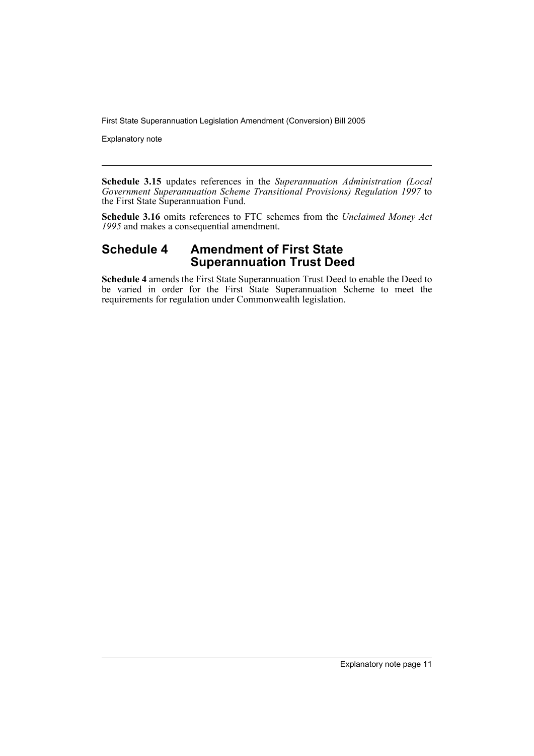**Schedule 3.15** updates references in the *Superannuation Administration (Local Government Superannuation Scheme Transitional Provisions) Regulation 1997* to the First State Superannuation Fund.

**Schedule 3.16** omits references to FTC schemes from the *Unclaimed Money Act 1995* and makes a consequential amendment.

## Schedule 4 Amendment of First State Superannuation Trust Deed

**Schedule 4** amends the First State Superannuation Trust Deed to enable the Deed to be varied in order for the First State Superannuation Scheme to meet the requirements for regulation under Commonwealth legislation.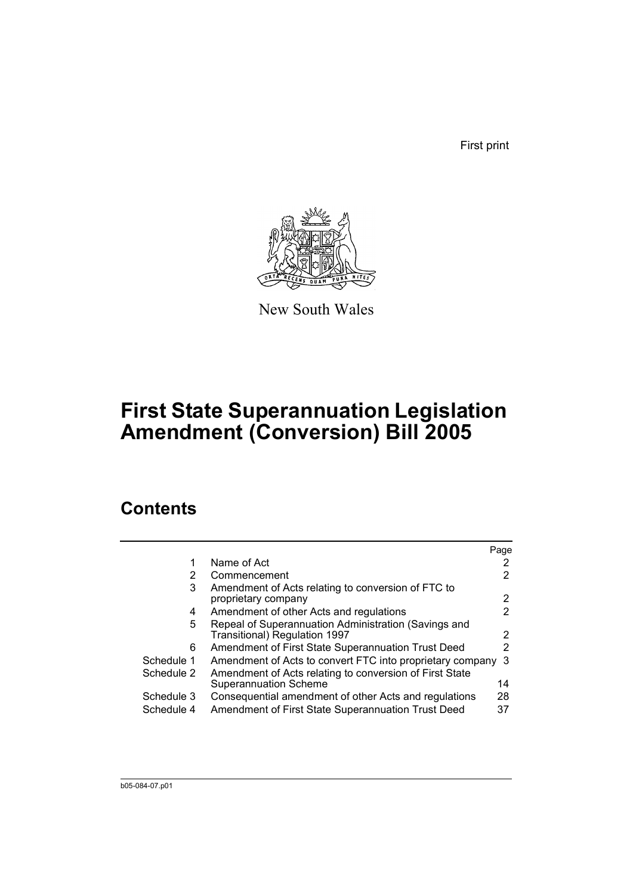First print

New South Wales

# First State Superannuation Legislation Amendment (Conversion) Bill 2005

## Contents

| | | Page |
|---|---|---|
| 1 | Name of Act | 2 |
| 2 | Commencement | 2 |
| 3 | Amendment of Acts relating to conversion of FTC to proprietary company | 2 |
| 4 | Amendment of other Acts and regulations | 2 |
| 5 | Repeal of Superannuation Administration (Savings and Transitional) Regulation 1997 | 2 |
| 6 | Amendment of First State Superannuation Trust Deed | 2 |
| Schedule 1 | Amendment of Acts to convert FTC into proprietary company | 3 |
| Schedule 2 | Amendment of Acts relating to conversion of First State Superannuation Scheme | 14 |
| Schedule 3 | Consequential amendment of other Acts and regulations | 28 |
| Schedule 4 | Amendment of First State Superannuation Trust Deed | 37 |

b05-084-07.p01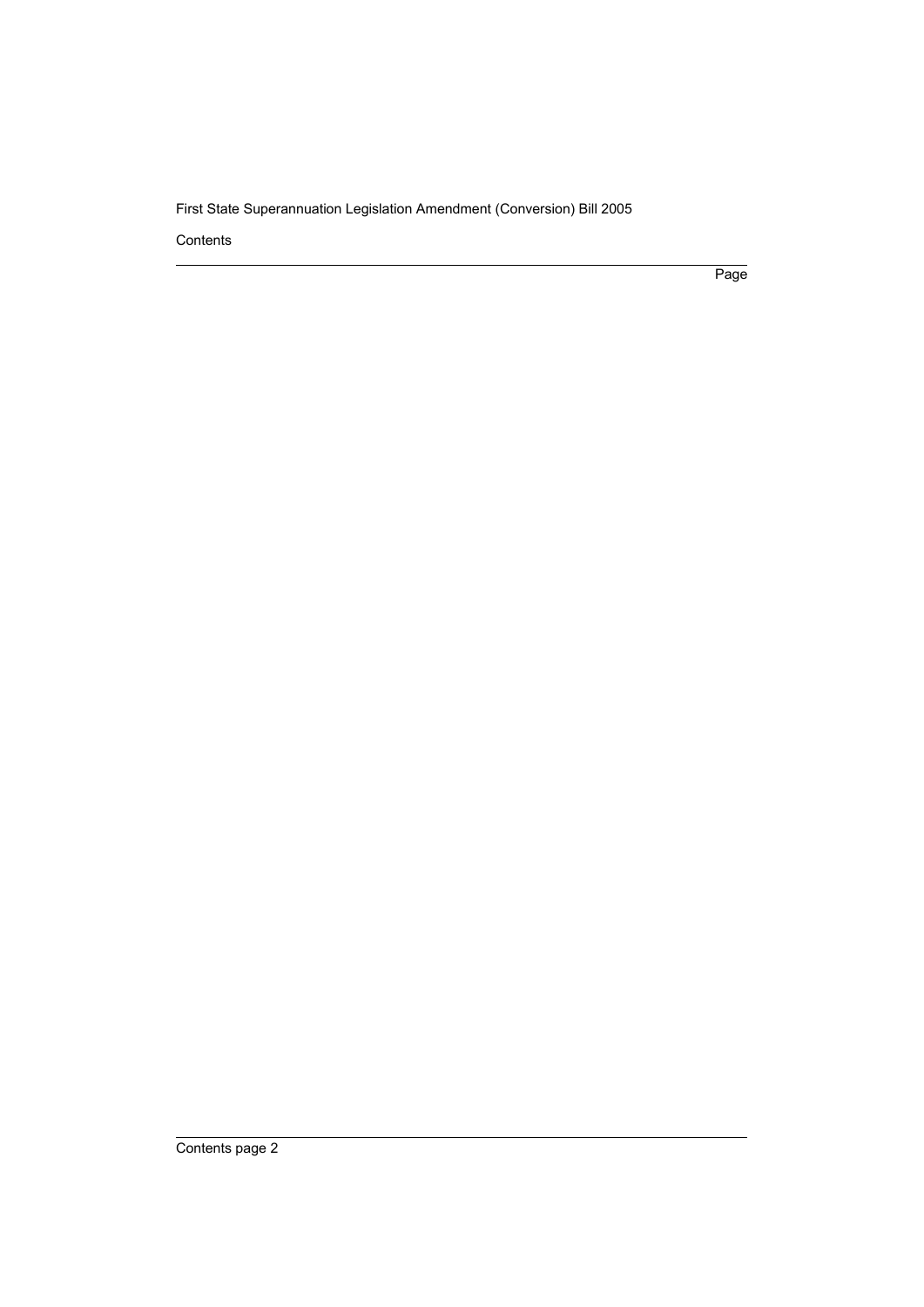Contents

Page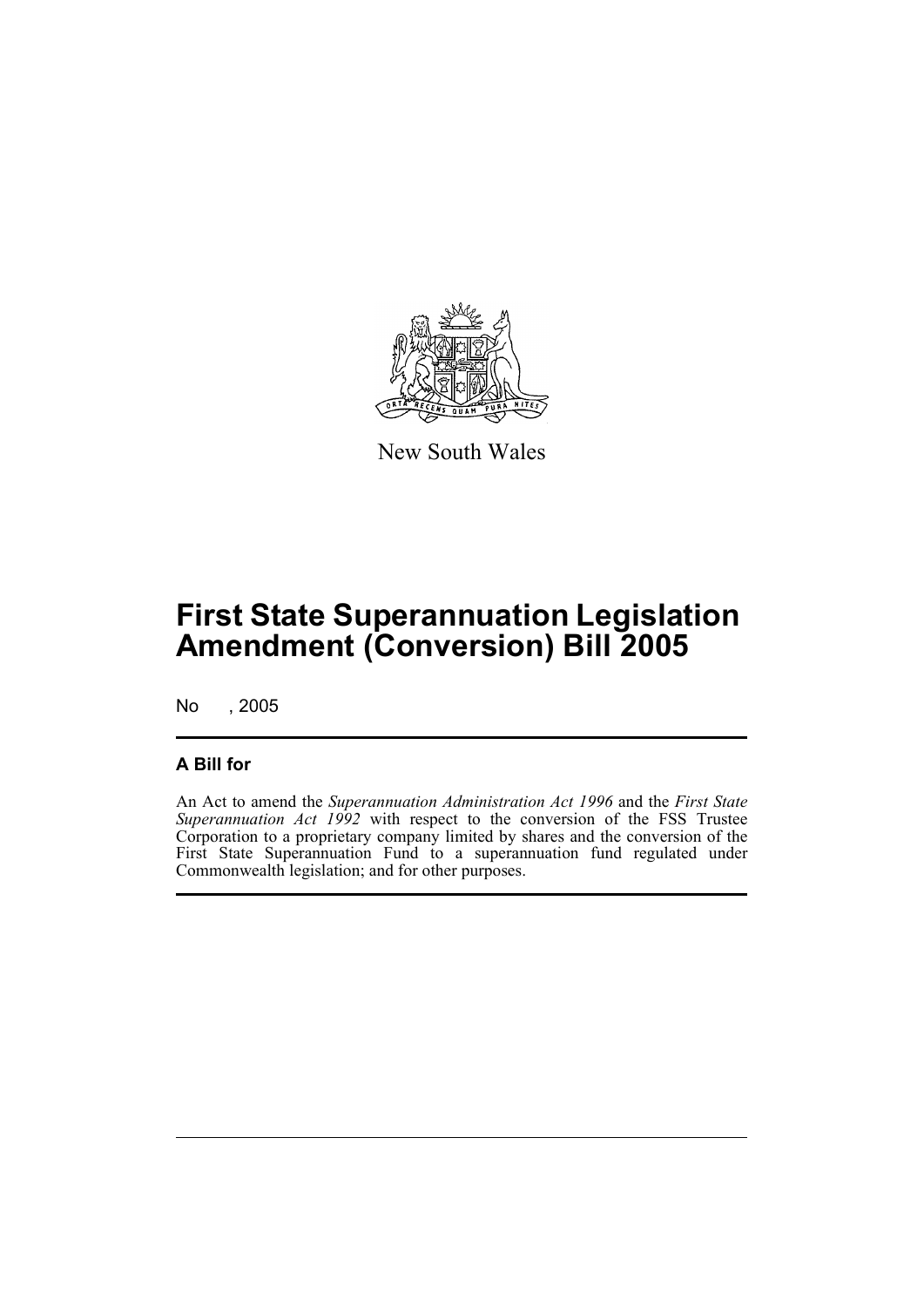New South Wales

# First State Superannuation Legislation Amendment (Conversion) Bill 2005

No , 2005

## A Bill for

An Act to amend the *Superannuation Administration Act 1996* and the *First State Superannuation Act 1992* with respect to the conversion of the FSS Trustee Corporation to a proprietary company limited by shares and the conversion of the First State Superannuation Fund to a superannuation fund regulated under Commonwealth legislation; and for other purposes.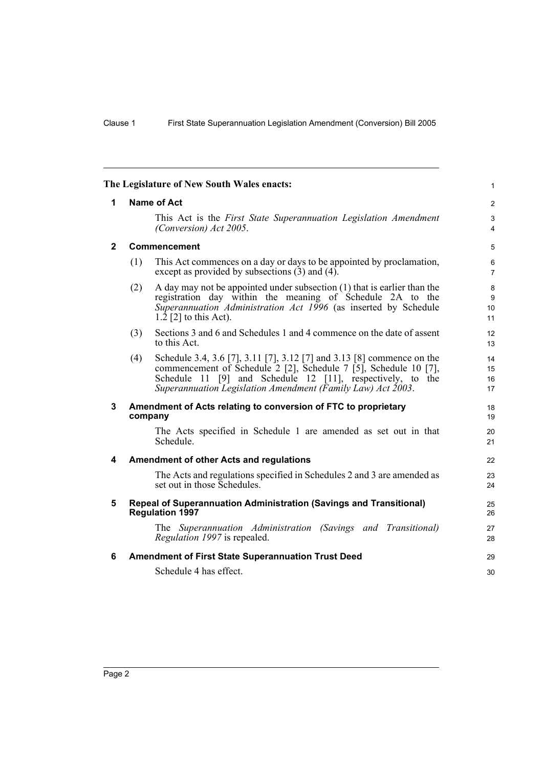**The Legislature of New South Wales enacts:**

## 1 Name of Act

This Act is the *First State Superannuation Legislation Amendment (Conversion) Act 2005*.

## 2 Commencement

(1) This Act commences on a day or days to be appointed by proclamation, except as provided by subsections (3) and (4).

(2) A day may not be appointed under subsection (1) that is earlier than the registration day within the meaning of Schedule 2A to the *Superannuation Administration Act 1996* (as inserted by Schedule 1.2 [2] to this Act).

(3) Sections 3 and 6 and Schedules 1 and 4 commence on the date of assent to this Act.

(4) Schedule 3.4, 3.6 [7], 3.11 [7], 3.12 [7] and 3.13 [8] commence on the commencement of Schedule 2 [2], Schedule 7 [5], Schedule 10 [7], Schedule 11 [9] and Schedule 12 [11], respectively, to the *Superannuation Legislation Amendment (Family Law) Act 2003*.

## 3 Amendment of Acts relating to conversion of FTC to proprietary company

The Acts specified in Schedule 1 are amended as set out in that Schedule.

## 4 Amendment of other Acts and regulations

The Acts and regulations specified in Schedules 2 and 3 are amended as set out in those Schedules.

## 5 Repeal of Superannuation Administration (Savings and Transitional) Regulation 1997

The *Superannuation Administration (Savings and Transitional) Regulation 1997* is repealed.

## 6 Amendment of First State Superannuation Trust Deed

Schedule 4 has effect.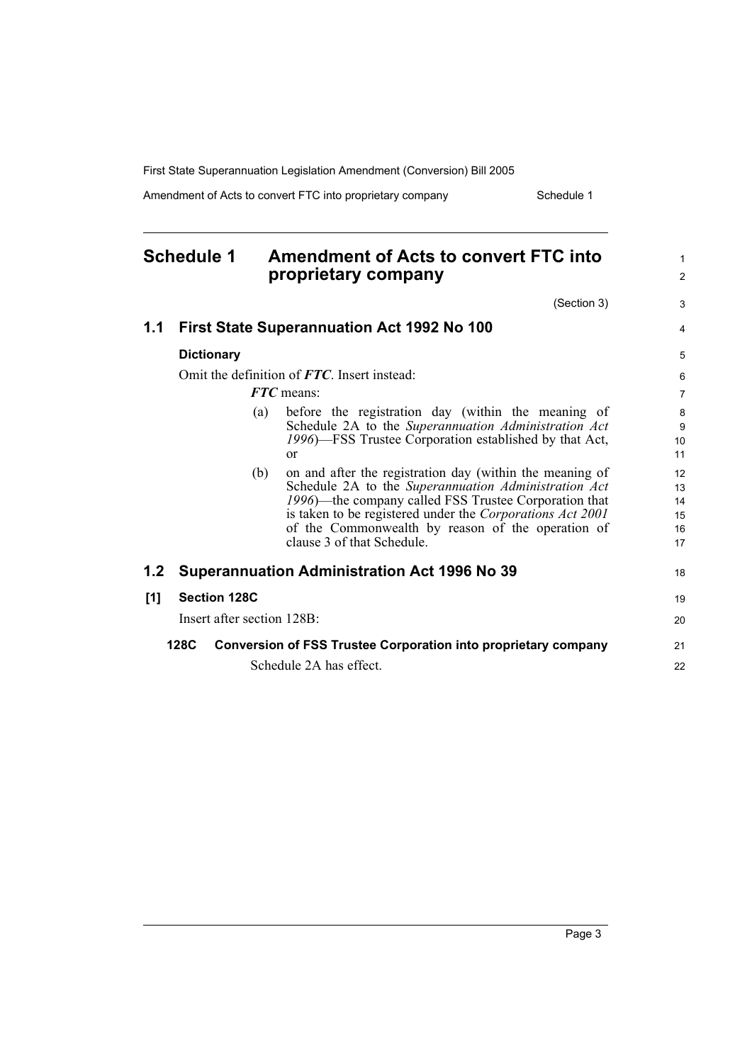## Schedule 1 Amendment of Acts to convert FTC into proprietary company

(Section 3)

### 1.1 First State Superannuation Act 1992 No 100

**Dictionary**

Omit the definition of ***FTC***. Insert instead:

***FTC*** means:

(a) before the registration day (within the meaning of Schedule 2A to the *Superannuation Administration Act 1996*)—FSS Trustee Corporation established by that Act, or

(b) on and after the registration day (within the meaning of Schedule 2A to the *Superannuation Administration Act 1996*)—the company called FSS Trustee Corporation that is taken to be registered under the *Corporations Act 2001* of the Commonwealth by reason of the operation of clause 3 of that Schedule.

### 1.2 Superannuation Administration Act 1996 No 39

**[1] Section 128C**

Insert after section 128B:

**128C Conversion of FSS Trustee Corporation into proprietary company**

Schedule 2A has effect.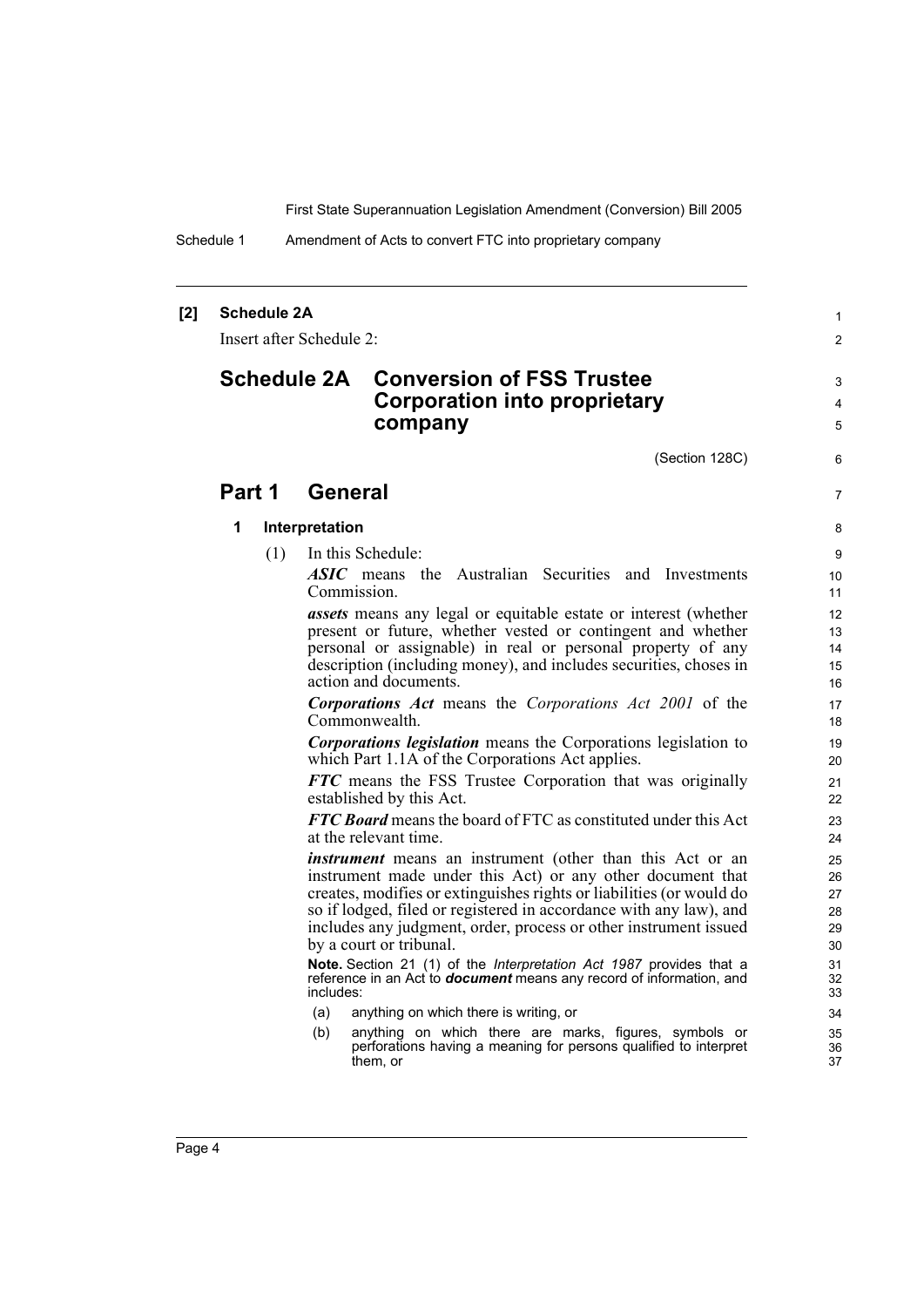**[2] Schedule 2A**

Insert after Schedule 2:

# Schedule 2A Conversion of FSS Trustee Corporation into proprietary company

(Section 128C)

## Part 1 General

### 1 Interpretation

(1) In this Schedule:

***ASIC*** means the Australian Securities and Investments Commission.

***assets*** means any legal or equitable estate or interest (whether present or future, whether vested or contingent and whether personal or assignable) in real or personal property of any description (including money), and includes securities, choses in action and documents.

***Corporations Act*** means the *Corporations Act 2001* of the Commonwealth.

***Corporations legislation*** means the Corporations legislation to which Part 1.1A of the Corporations Act applies.

***FTC*** means the FSS Trustee Corporation that was originally established by this Act.

***FTC Board*** means the board of FTC as constituted under this Act at the relevant time.

***instrument*** means an instrument (other than this Act or an instrument made under this Act) or any other document that creates, modifies or extinguishes rights or liabilities (or would do so if lodged, filed or registered in accordance with any law), and includes any judgment, order, process or other instrument issued by a court or tribunal.

**Note.** Section 21 (1) of the *Interpretation Act 1987* provides that a reference in an Act to ***document*** means any record of information, and includes:

(a) anything on which there is writing, or

(b) anything on which there are marks, figures, symbols or perforations having a meaning for persons qualified to interpret them, or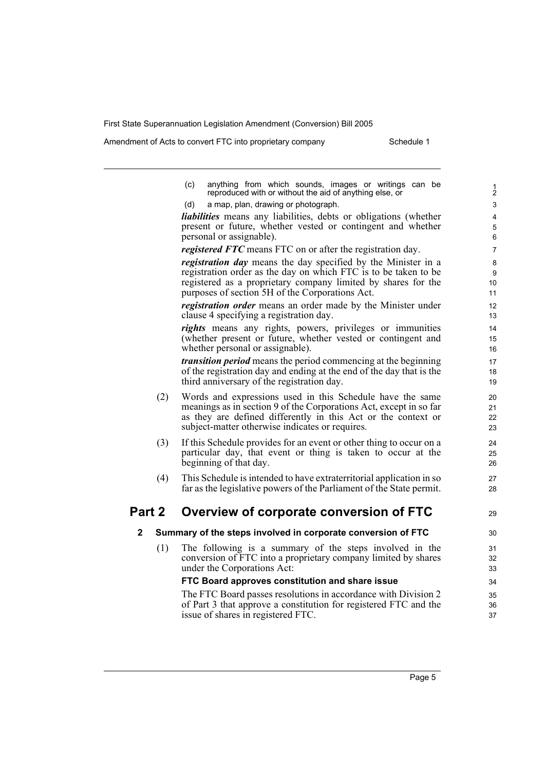(c) anything from which sounds, images or writings can be reproduced with or without the aid of anything else, or

(d) a map, plan, drawing or photograph.

***liabilities*** means any liabilities, debts or obligations (whether present or future, whether vested or contingent and whether personal or assignable).

***registered FTC*** means FTC on or after the registration day.

***registration day*** means the day specified by the Minister in a registration order as the day on which FTC is to be taken to be registered as a proprietary company limited by shares for the purposes of section 5H of the Corporations Act.

***registration order*** means an order made by the Minister under clause 4 specifying a registration day.

***rights*** means any rights, powers, privileges or immunities (whether present or future, whether vested or contingent and whether personal or assignable).

***transition period*** means the period commencing at the beginning of the registration day and ending at the end of the day that is the third anniversary of the registration day.

(2) Words and expressions used in this Schedule have the same meanings as in section 9 of the Corporations Act, except in so far as they are defined differently in this Act or the context or subject-matter otherwise indicates or requires.

(3) If this Schedule provides for an event or other thing to occur on a particular day, that event or thing is taken to occur at the beginning of that day.

(4) This Schedule is intended to have extraterritorial application in so far as the legislative powers of the Parliament of the State permit.

## Part 2 Overview of corporate conversion of FTC

### 2 Summary of the steps involved in corporate conversion of FTC

(1) The following is a summary of the steps involved in the conversion of FTC into a proprietary company limited by shares under the Corporations Act:

**FTC Board approves constitution and share issue**

The FTC Board passes resolutions in accordance with Division 2 of Part 3 that approve a constitution for registered FTC and the issue of shares in registered FTC.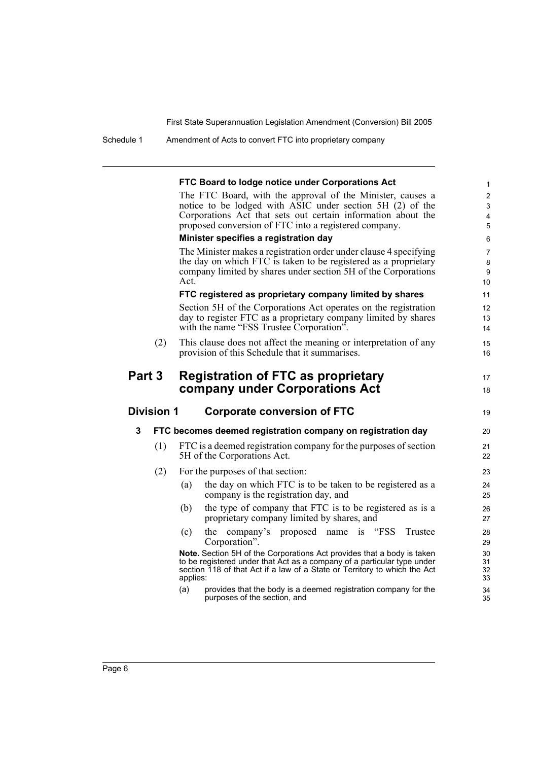**FTC Board to lodge notice under Corporations Act**

The FTC Board, with the approval of the Minister, causes a notice to be lodged with ASIC under section 5H (2) of the Corporations Act that sets out certain information about the proposed conversion of FTC into a registered company.

**Minister specifies a registration day**

The Minister makes a registration order under clause 4 specifying the day on which FTC is taken to be registered as a proprietary company limited by shares under section 5H of the Corporations Act.

**FTC registered as proprietary company limited by shares**

Section 5H of the Corporations Act operates on the registration day to register FTC as a proprietary company limited by shares with the name "FSS Trustee Corporation".

(2) This clause does not affect the meaning or interpretation of any provision of this Schedule that it summarises.

# Part 3 Registration of FTC as proprietary company under Corporations Act

## Division 1 Corporate conversion of FTC

### 3 FTC becomes deemed registration company on registration day

(1) FTC is a deemed registration company for the purposes of section 5H of the Corporations Act.

(2) For the purposes of that section:

(a) the day on which FTC is to be taken to be registered as a company is the registration day, and

(b) the type of company that FTC is to be registered as is a proprietary company limited by shares, and

(c) the company's proposed name is "FSS Trustee Corporation".

**Note.** Section 5H of the Corporations Act provides that a body is taken to be registered under that Act as a company of a particular type under section 118 of that Act if a law of a State or Territory to which the Act applies:

(a) provides that the body is a deemed registration company for the purposes of the section, and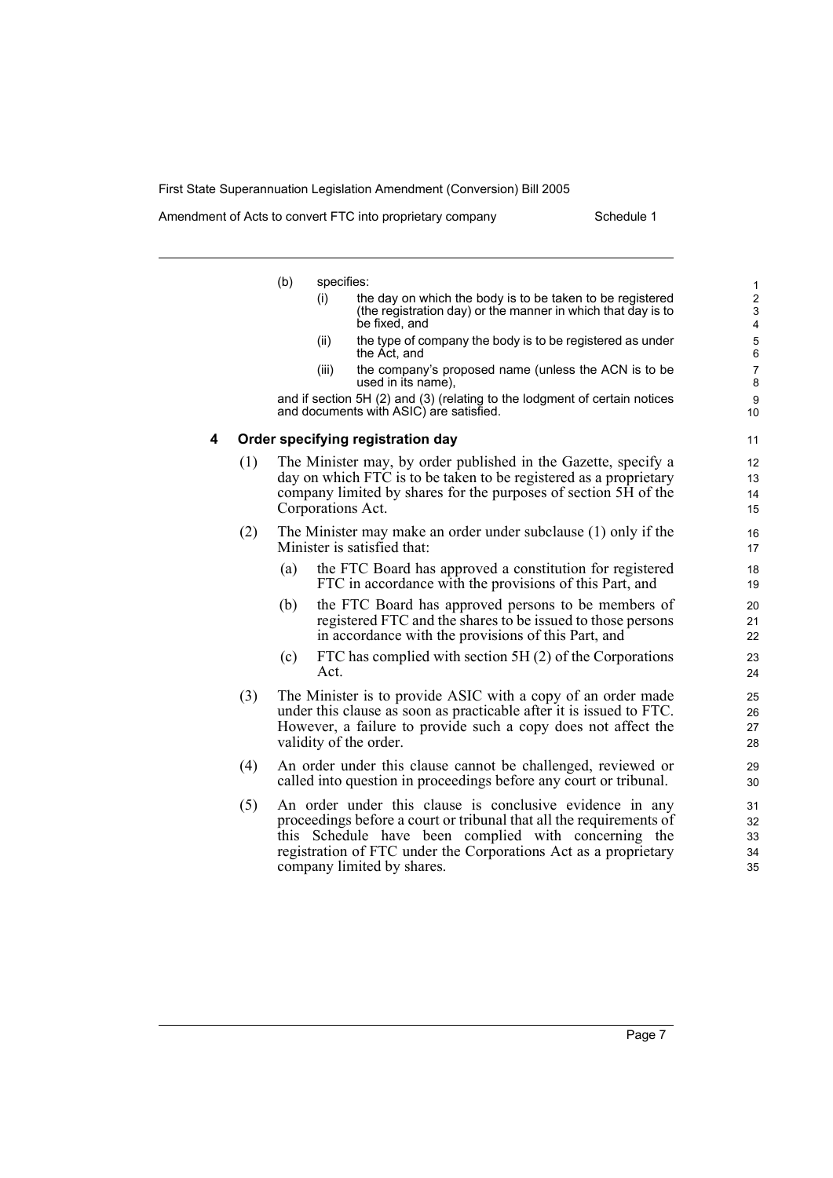(b) specifies:

(i) the day on which the body is to be taken to be registered (the registration day) or the manner in which that day is to be fixed, and

(ii) the type of company the body is to be registered as under the Act, and

(iii) the company's proposed name (unless the ACN is to be used in its name),

and if section 5H (2) and (3) (relating to the lodgment of certain notices and documents with ASIC) are satisfied.

### 4 Order specifying registration day

(1) The Minister may, by order published in the Gazette, specify a day on which FTC is to be taken to be registered as a proprietary company limited by shares for the purposes of section 5H of the Corporations Act.

(2) The Minister may make an order under subclause (1) only if the Minister is satisfied that:

(a) the FTC Board has approved a constitution for registered FTC in accordance with the provisions of this Part, and

(b) the FTC Board has approved persons to be members of registered FTC and the shares to be issued to those persons in accordance with the provisions of this Part, and

(c) FTC has complied with section 5H (2) of the Corporations Act.

(3) The Minister is to provide ASIC with a copy of an order made under this clause as soon as practicable after it is issued to FTC. However, a failure to provide such a copy does not affect the validity of the order.

(4) An order under this clause cannot be challenged, reviewed or called into question in proceedings before any court or tribunal.

(5) An order under this clause is conclusive evidence in any proceedings before a court or tribunal that all the requirements of this Schedule have been complied with concerning the registration of FTC under the Corporations Act as a proprietary company limited by shares.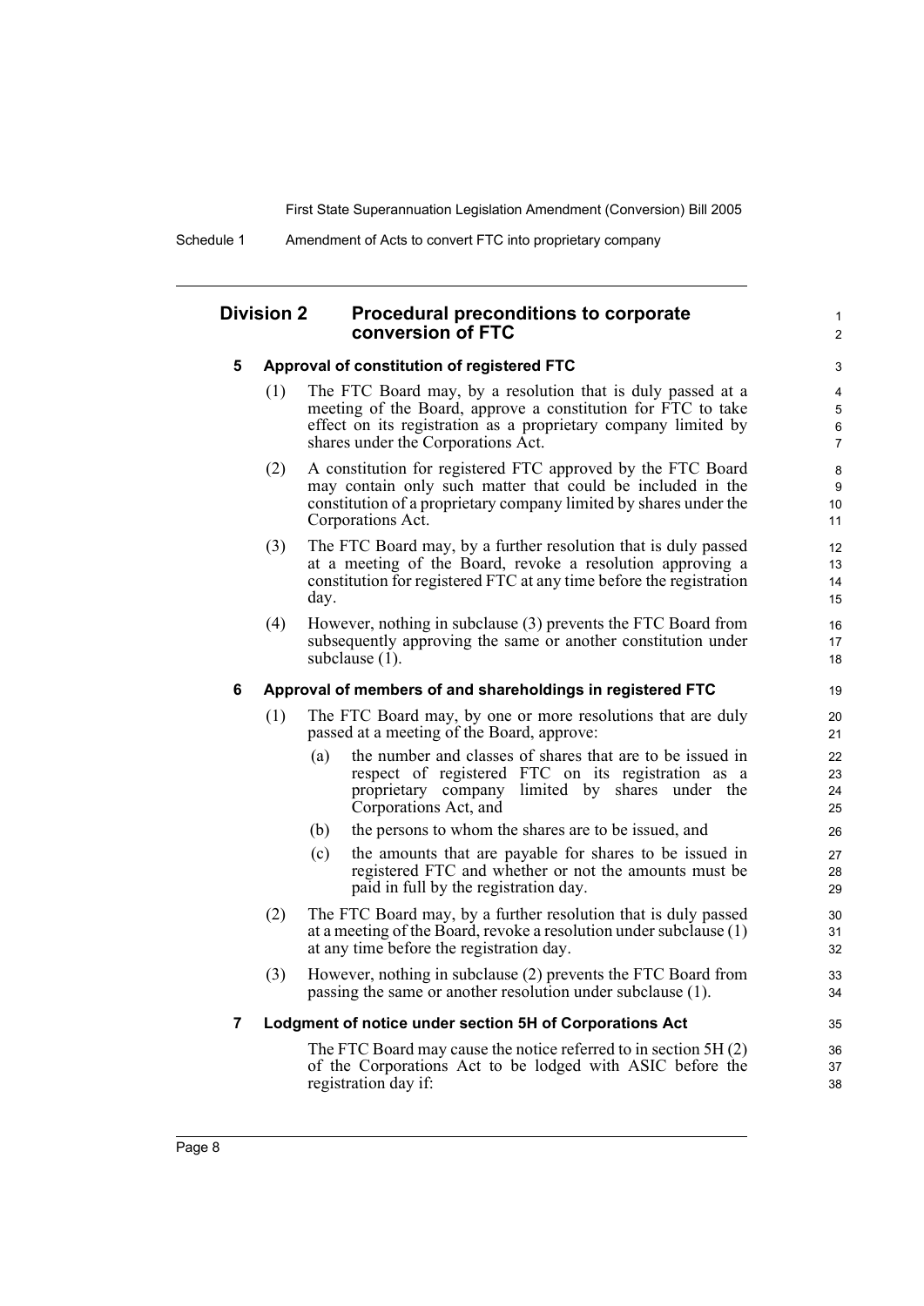## Division 2 Procedural preconditions to corporate conversion of FTC

### 5 Approval of constitution of registered FTC

(1) The FTC Board may, by a resolution that is duly passed at a meeting of the Board, approve a constitution for FTC to take effect on its registration as a proprietary company limited by shares under the Corporations Act.

(2) A constitution for registered FTC approved by the FTC Board may contain only such matter that could be included in the constitution of a proprietary company limited by shares under the Corporations Act.

(3) The FTC Board may, by a further resolution that is duly passed at a meeting of the Board, revoke a resolution approving a constitution for registered FTC at any time before the registration day.

(4) However, nothing in subclause (3) prevents the FTC Board from subsequently approving the same or another constitution under subclause (1).

### 6 Approval of members of and shareholdings in registered FTC

(1) The FTC Board may, by one or more resolutions that are duly passed at a meeting of the Board, approve:

- (a) the number and classes of shares that are to be issued in respect of registered FTC on its registration as a proprietary company limited by shares under the Corporations Act, and
- (b) the persons to whom the shares are to be issued, and
- (c) the amounts that are payable for shares to be issued in registered FTC and whether or not the amounts must be paid in full by the registration day.

(2) The FTC Board may, by a further resolution that is duly passed at a meeting of the Board, revoke a resolution under subclause (1) at any time before the registration day.

(3) However, nothing in subclause (2) prevents the FTC Board from passing the same or another resolution under subclause (1).

### 7 Lodgment of notice under section 5H of Corporations Act

The FTC Board may cause the notice referred to in section 5H (2) of the Corporations Act to be lodged with ASIC before the registration day if: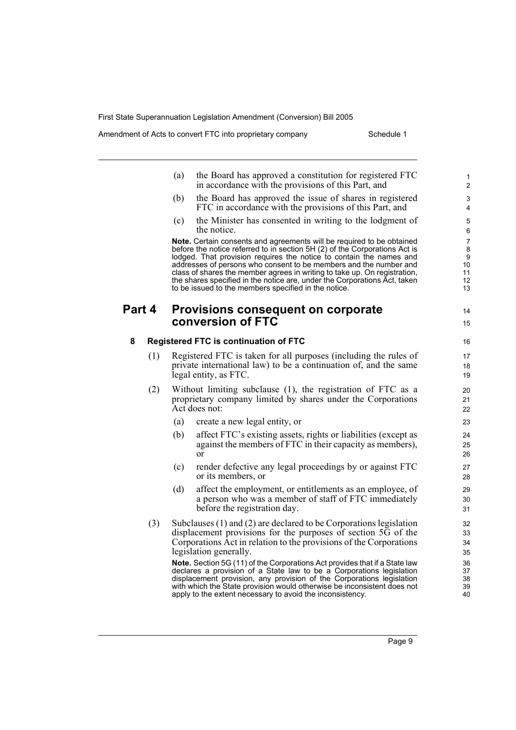(a) the Board has approved a constitution for registered FTC in accordance with the provisions of this Part, and

(b) the Board has approved the issue of shares in registered FTC in accordance with the provisions of this Part, and

(c) the Minister has consented in writing to the lodgment of the notice.

**Note.** Certain consents and agreements will be required to be obtained before the notice referred to in section 5H (2) of the Corporations Act is lodged. That provision requires the notice to contain the names and addresses of persons who consent to be members and the number and class of shares the member agrees in writing to take up. On registration, the shares specified in the notice are, under the Corporations Act, taken to be issued to the members specified in the notice.

## Part 4 Provisions consequent on corporate conversion of FTC

### 8 Registered FTC is continuation of FTC

(1) Registered FTC is taken for all purposes (including the rules of private international law) to be a continuation of, and the same legal entity, as FTC.

(2) Without limiting subclause (1), the registration of FTC as a proprietary company limited by shares under the Corporations Act does not:

(a) create a new legal entity, or

(b) affect FTC's existing assets, rights or liabilities (except as against the members of FTC in their capacity as members), or

(c) render defective any legal proceedings by or against FTC or its members, or

(d) affect the employment, or entitlements as an employee, of a person who was a member of staff of FTC immediately before the registration day.

(3) Subclauses (1) and (2) are declared to be Corporations legislation displacement provisions for the purposes of section 5G of the Corporations Act in relation to the provisions of the Corporations legislation generally.

**Note.** Section 5G (11) of the Corporations Act provides that if a State law declares a provision of a State law to be a Corporations legislation displacement provision, any provision of the Corporations legislation with which the State provision would otherwise be inconsistent does not apply to the extent necessary to avoid the inconsistency.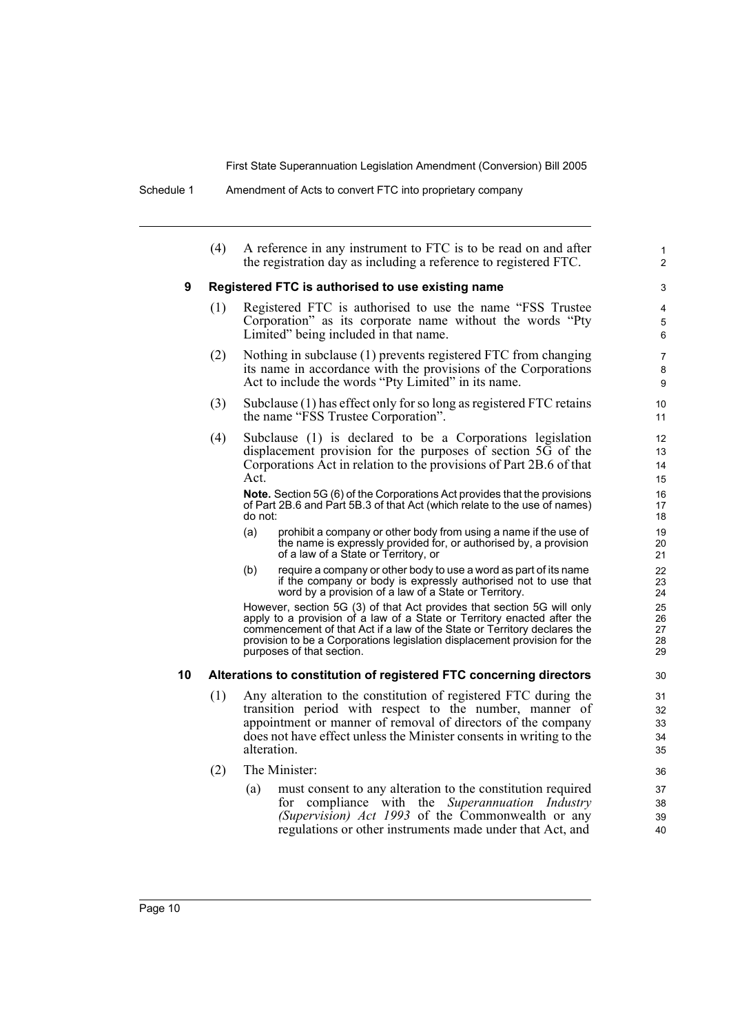(4) A reference in any instrument to FTC is to be read on and after the registration day as including a reference to registered FTC.

### 9 Registered FTC is authorised to use existing name

(1) Registered FTC is authorised to use the name "FSS Trustee Corporation" as its corporate name without the words "Pty Limited" being included in that name.

(2) Nothing in subclause (1) prevents registered FTC from changing its name in accordance with the provisions of the Corporations Act to include the words "Pty Limited" in its name.

(3) Subclause (1) has effect only for so long as registered FTC retains the name "FSS Trustee Corporation".

(4) Subclause (1) is declared to be a Corporations legislation displacement provision for the purposes of section 5G of the Corporations Act in relation to the provisions of Part 2B.6 of that Act.

**Note.** Section 5G (6) of the Corporations Act provides that the provisions of Part 2B.6 and Part 5B.3 of that Act (which relate to the use of names) do not:

(a) prohibit a company or other body from using a name if the use of the name is expressly provided for, or authorised by, a provision of a law of a State or Territory, or

(b) require a company or other body to use a word as part of its name if the company or body is expressly authorised not to use that word by a provision of a law of a State or Territory.

However, section 5G (3) of that Act provides that section 5G will only apply to a provision of a law of a State or Territory enacted after the commencement of that Act if a law of the State or Territory declares the provision to be a Corporations legislation displacement provision for the purposes of that section.

### 10 Alterations to constitution of registered FTC concerning directors

(1) Any alteration to the constitution of registered FTC during the transition period with respect to the number, manner of appointment or manner of removal of directors of the company does not have effect unless the Minister consents in writing to the alteration.

(2) The Minister:

(a) must consent to any alteration to the constitution required for compliance with the *Superannuation Industry (Supervision) Act 1993* of the Commonwealth or any regulations or other instruments made under that Act, and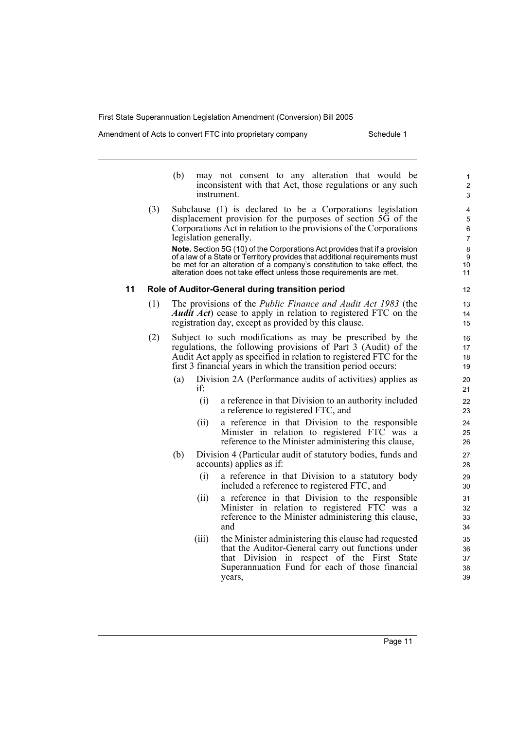(b) may not consent to any alteration that would be inconsistent with that Act, those regulations or any such instrument.

(3) Subclause (1) is declared to be a Corporations legislation displacement provision for the purposes of section 5G of the Corporations Act in relation to the provisions of the Corporations legislation generally.

**Note.** Section 5G (10) of the Corporations Act provides that if a provision of a law of a State or Territory provides that additional requirements must be met for an alteration of a company's constitution to take effect, the alteration does not take effect unless those requirements are met.

### 11 Role of Auditor-General during transition period

(1) The provisions of the *Public Finance and Audit Act 1983* (the ***Audit Act***) cease to apply in relation to registered FTC on the registration day, except as provided by this clause.

(2) Subject to such modifications as may be prescribed by the regulations, the following provisions of Part 3 (Audit) of the Audit Act apply as specified in relation to registered FTC for the first 3 financial years in which the transition period occurs:

- (a) Division 2A (Performance audits of activities) applies as if:
  - (i) a reference in that Division to an authority included a reference to registered FTC, and
  - (ii) a reference in that Division to the responsible Minister in relation to registered FTC was a reference to the Minister administering this clause,
- (b) Division 4 (Particular audit of statutory bodies, funds and accounts) applies as if:
  - (i) a reference in that Division to a statutory body included a reference to registered FTC, and
  - (ii) a reference in that Division to the responsible Minister in relation to registered FTC was a reference to the Minister administering this clause, and
  - (iii) the Minister administering this clause had requested that the Auditor-General carry out functions under that Division in respect of the First State Superannuation Fund for each of those financial years,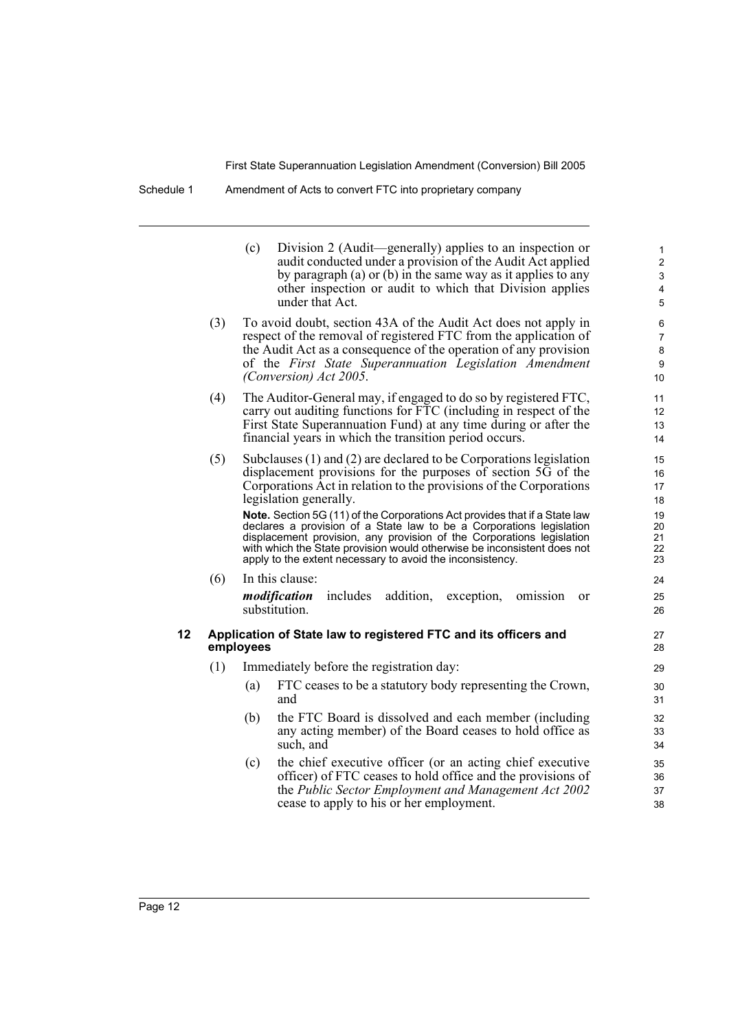(c) Division 2 (Audit—generally) applies to an inspection or audit conducted under a provision of the Audit Act applied by paragraph (a) or (b) in the same way as it applies to any other inspection or audit to which that Division applies under that Act.

(3) To avoid doubt, section 43A of the Audit Act does not apply in respect of the removal of registered FTC from the application of the Audit Act as a consequence of the operation of any provision of the *First State Superannuation Legislation Amendment (Conversion) Act 2005*.

(4) The Auditor-General may, if engaged to do so by registered FTC, carry out auditing functions for FTC (including in respect of the First State Superannuation Fund) at any time during or after the financial years in which the transition period occurs.

(5) Subclauses (1) and (2) are declared to be Corporations legislation displacement provisions for the purposes of section 5G of the Corporations Act in relation to the provisions of the Corporations legislation generally.

**Note.** Section 5G (11) of the Corporations Act provides that if a State law declares a provision of a State law to be a Corporations legislation displacement provision, any provision of the Corporations legislation with which the State provision would otherwise be inconsistent does not apply to the extent necessary to avoid the inconsistency.

(6) In this clause:

***modification*** includes addition, exception, omission or substitution.

### 12 Application of State law to registered FTC and its officers and employees

(1) Immediately before the registration day:

(a) FTC ceases to be a statutory body representing the Crown, and

(b) the FTC Board is dissolved and each member (including any acting member) of the Board ceases to hold office as such, and

(c) the chief executive officer (or an acting chief executive officer) of FTC ceases to hold office and the provisions of the *Public Sector Employment and Management Act 2002* cease to apply to his or her employment.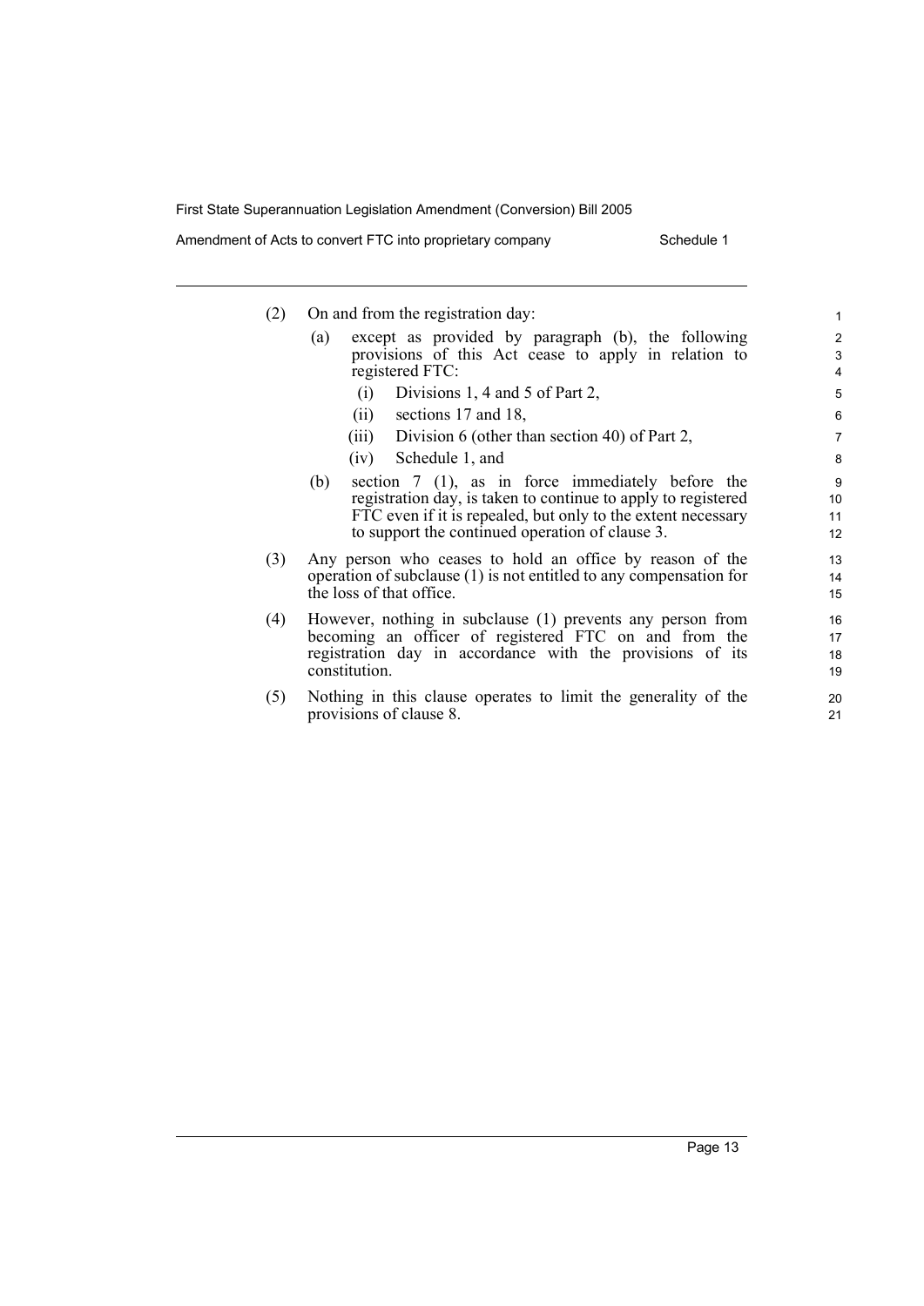(2) On and from the registration day:

(a) except as provided by paragraph (b), the following provisions of this Act cease to apply in relation to registered FTC:

(i) Divisions 1, 4 and 5 of Part 2,

(ii) sections 17 and 18,

(iii) Division 6 (other than section 40) of Part 2,

(iv) Schedule 1, and

(b) section 7 (1), as in force immediately before the registration day, is taken to continue to apply to registered FTC even if it is repealed, but only to the extent necessary to support the continued operation of clause 3.

(3) Any person who ceases to hold an office by reason of the operation of subclause (1) is not entitled to any compensation for the loss of that office.

(4) However, nothing in subclause (1) prevents any person from becoming an officer of registered FTC on and from the registration day in accordance with the provisions of its constitution.

(5) Nothing in this clause operates to limit the generality of the provisions of clause 8.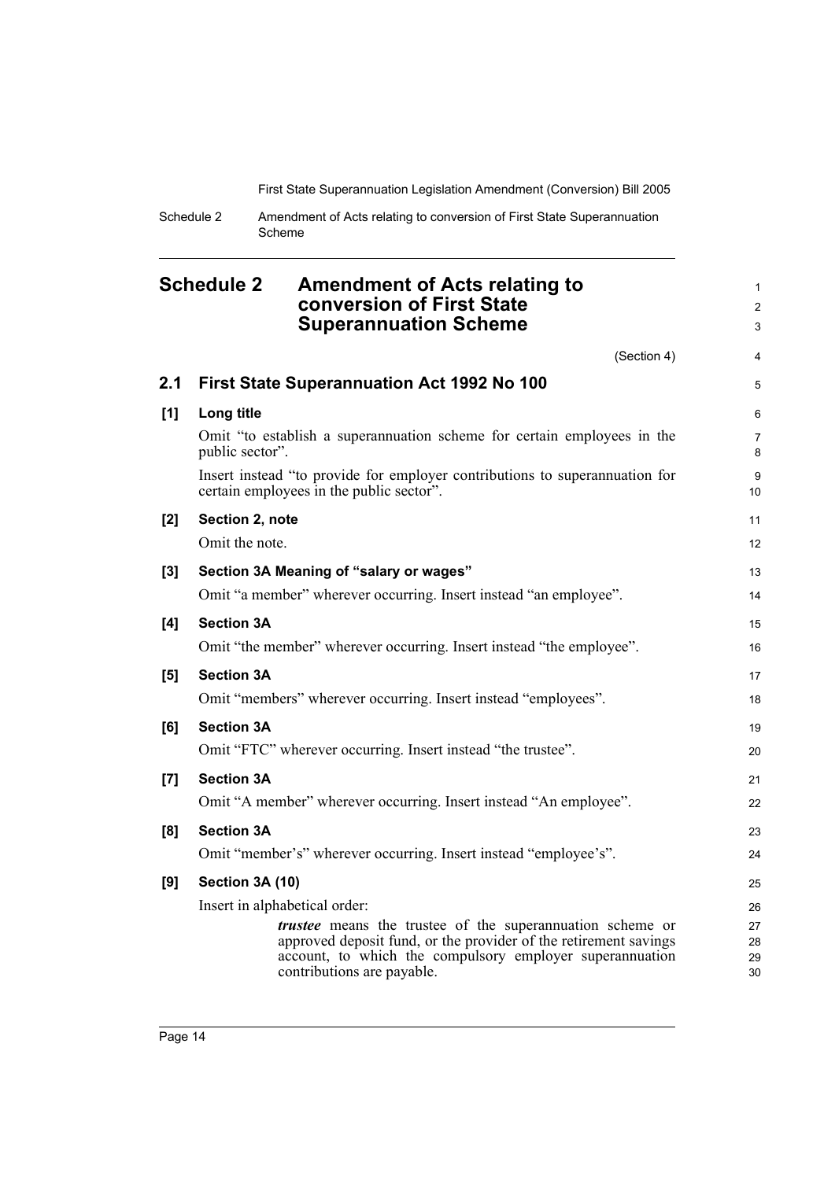## Schedule 2 Amendment of Acts relating to conversion of First State Superannuation Scheme

(Section 4)

### 2.1 First State Superannuation Act 1992 No 100

**[1] Long title**

Omit "to establish a superannuation scheme for certain employees in the public sector".

Insert instead "to provide for employer contributions to superannuation for certain employees in the public sector".

**[2] Section 2, note**

Omit the note.

**[3] Section 3A Meaning of "salary or wages"**

Omit "a member" wherever occurring. Insert instead "an employee".

**[4] Section 3A**

Omit "the member" wherever occurring. Insert instead "the employee".

**[5] Section 3A**

Omit "members" wherever occurring. Insert instead "employees".

**[6] Section 3A**

Omit "FTC" wherever occurring. Insert instead "the trustee".

**[7] Section 3A**

Omit "A member" wherever occurring. Insert instead "An employee".

**[8] Section 3A**

Omit "member's" wherever occurring. Insert instead "employee's".

**[9] Section 3A (10)**

Insert in alphabetical order:

> ***trustee*** means the trustee of the superannuation scheme or approved deposit fund, or the provider of the retirement savings account, to which the compulsory employer superannuation contributions are payable.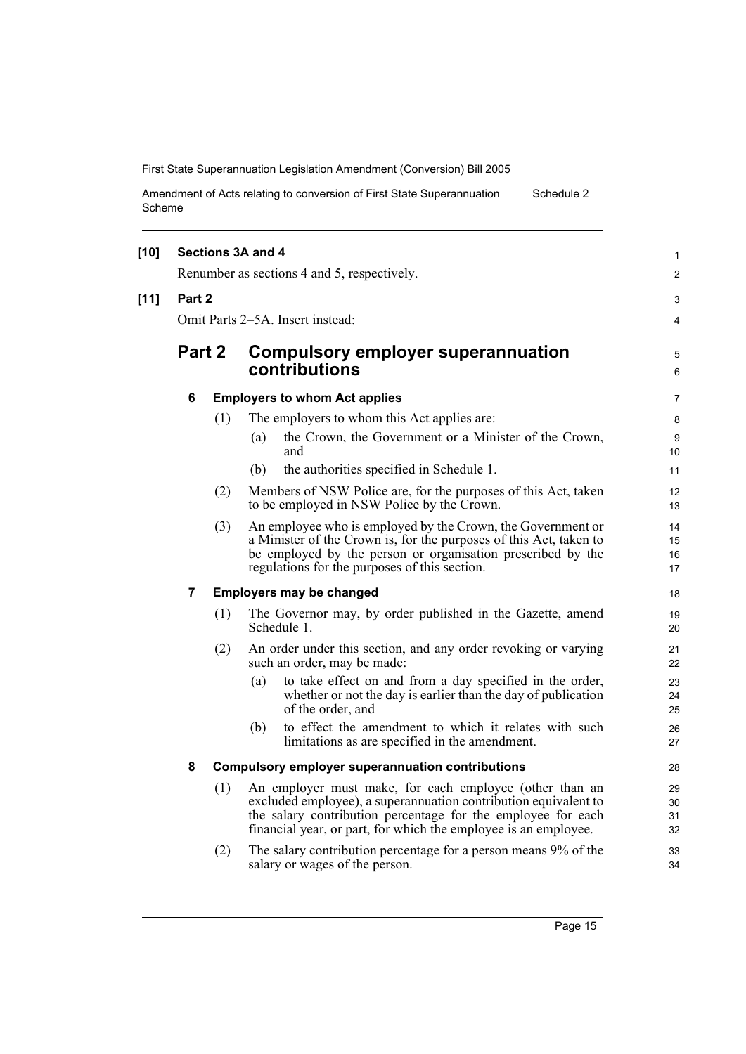**[10] Sections 3A and 4**

Renumber as sections 4 and 5, respectively.

**[11] Part 2**

Omit Parts 2–5A. Insert instead:

## Part 2 Compulsory employer superannuation contributions

### 6 Employers to whom Act applies

(1) The employers to whom this Act applies are:

- (a) the Crown, the Government or a Minister of the Crown, and
- (b) the authorities specified in Schedule 1.

(2) Members of NSW Police are, for the purposes of this Act, taken to be employed in NSW Police by the Crown.

(3) An employee who is employed by the Crown, the Government or a Minister of the Crown is, for the purposes of this Act, taken to be employed by the person or organisation prescribed by the regulations for the purposes of this section.

### 7 Employers may be changed

(1) The Governor may, by order published in the Gazette, amend Schedule 1.

(2) An order under this section, and any order revoking or varying such an order, may be made:

- (a) to take effect on and from a day specified in the order, whether or not the day is earlier than the day of publication of the order, and
- (b) to effect the amendment to which it relates with such limitations as are specified in the amendment.

### 8 Compulsory employer superannuation contributions

(1) An employer must make, for each employee (other than an excluded employee), a superannuation contribution equivalent to the salary contribution percentage for the employee for each financial year, or part, for which the employee is an employee.

(2) The salary contribution percentage for a person means 9% of the salary or wages of the person.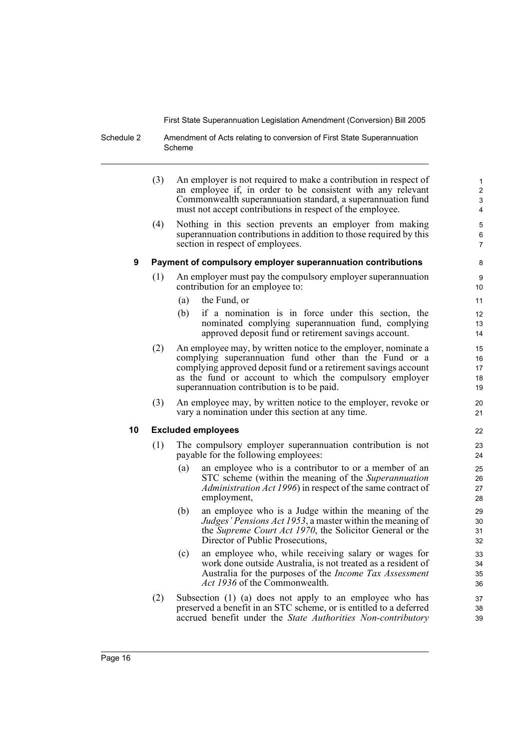(3) An employer is not required to make a contribution in respect of an employee if, in order to be consistent with any relevant Commonwealth superannuation standard, a superannuation fund must not accept contributions in respect of the employee.

(4) Nothing in this section prevents an employer from making superannuation contributions in addition to those required by this section in respect of employees.

**9 Payment of compulsory employer superannuation contributions**

(1) An employer must pay the compulsory employer superannuation contribution for an employee to:

- (a) the Fund, or
- (b) if a nomination is in force under this section, the nominated complying superannuation fund, complying approved deposit fund or retirement savings account.

(2) An employee may, by written notice to the employer, nominate a complying superannuation fund other than the Fund or a complying approved deposit fund or a retirement savings account as the fund or account to which the compulsory employer superannuation contribution is to be paid.

(3) An employee may, by written notice to the employer, revoke or vary a nomination under this section at any time.

**10 Excluded employees**

(1) The compulsory employer superannuation contribution is not payable for the following employees:

- (a) an employee who is a contributor to or a member of an STC scheme (within the meaning of the *Superannuation Administration Act 1996*) in respect of the same contract of employment,
- (b) an employee who is a Judge within the meaning of the *Judges' Pensions Act 1953*, a master within the meaning of the *Supreme Court Act 1970*, the Solicitor General or the Director of Public Prosecutions,
- (c) an employee who, while receiving salary or wages for work done outside Australia, is not treated as a resident of Australia for the purposes of the *Income Tax Assessment Act 1936* of the Commonwealth.

(2) Subsection (1) (a) does not apply to an employee who has preserved a benefit in an STC scheme, or is entitled to a deferred accrued benefit under the *State Authorities Non-contributory*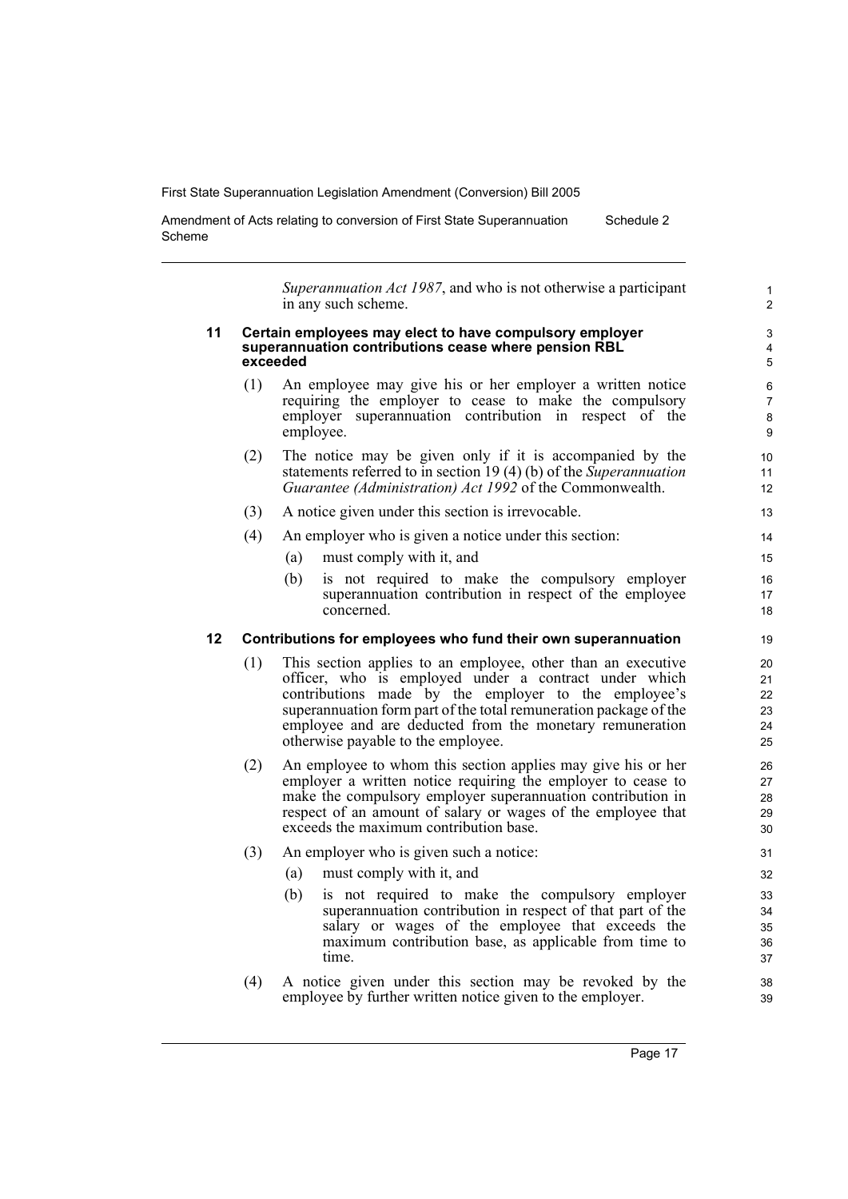*Superannuation Act 1987*, and who is not otherwise a participant in any such scheme.

**11 Certain employees may elect to have compulsory employer superannuation contributions cease where pension RBL exceeded**

(1) An employee may give his or her employer a written notice requiring the employer to cease to make the compulsory employer superannuation contribution in respect of the employee.

(2) The notice may be given only if it is accompanied by the statements referred to in section 19 (4) (b) of the *Superannuation Guarantee (Administration) Act 1992* of the Commonwealth.

(3) A notice given under this section is irrevocable.

(4) An employer who is given a notice under this section:

(a) must comply with it, and

(b) is not required to make the compulsory employer superannuation contribution in respect of the employee concerned.

**12 Contributions for employees who fund their own superannuation**

(1) This section applies to an employee, other than an executive officer, who is employed under a contract under which contributions made by the employer to the employee's superannuation form part of the total remuneration package of the employee and are deducted from the monetary remuneration otherwise payable to the employee.

(2) An employee to whom this section applies may give his or her employer a written notice requiring the employer to cease to make the compulsory employer superannuation contribution in respect of an amount of salary or wages of the employee that exceeds the maximum contribution base.

(3) An employer who is given such a notice:

(a) must comply with it, and

(b) is not required to make the compulsory employer superannuation contribution in respect of that part of the salary or wages of the employee that exceeds the maximum contribution base, as applicable from time to time.

(4) A notice given under this section may be revoked by the employee by further written notice given to the employer.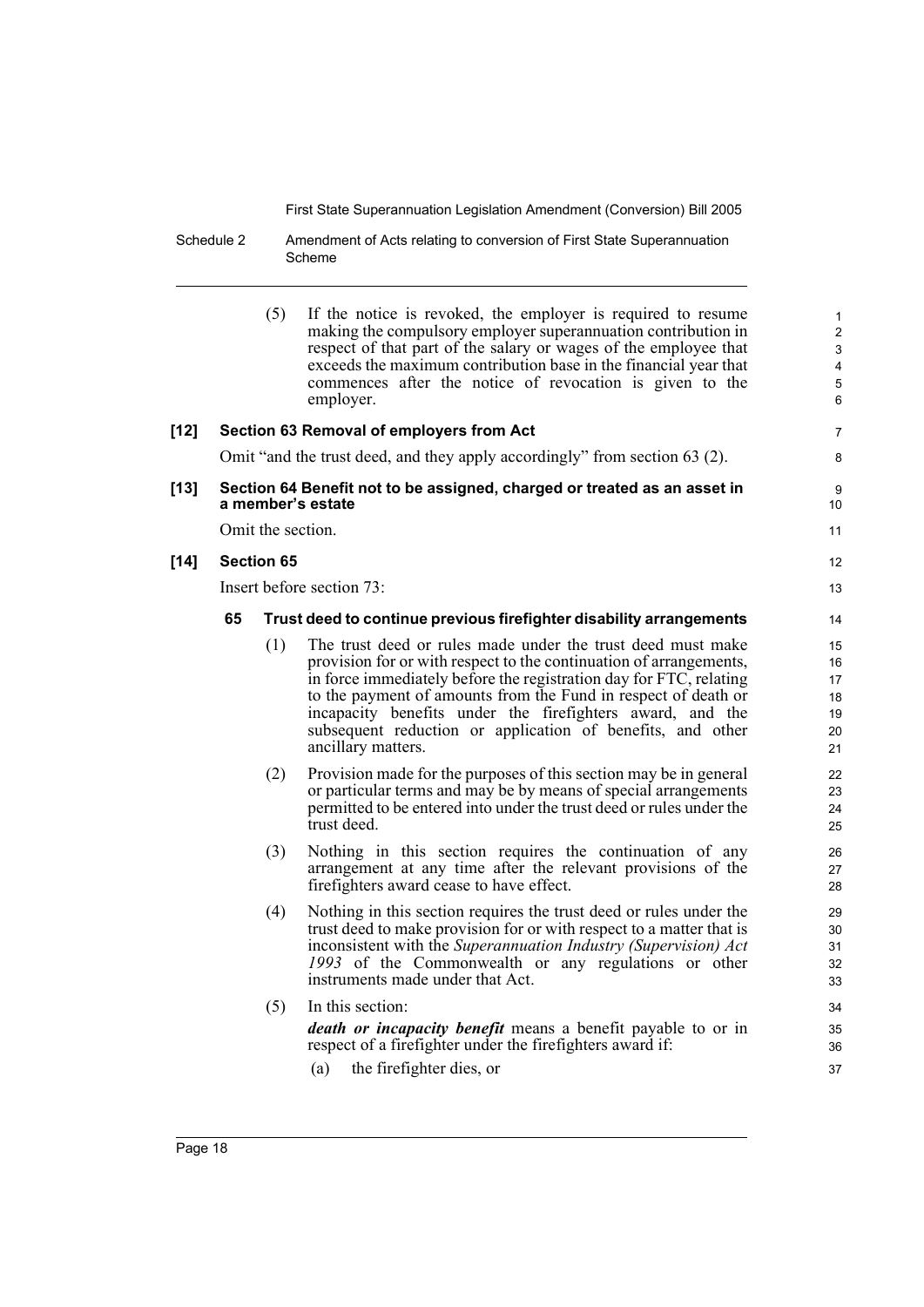(5) If the notice is revoked, the employer is required to resume making the compulsory employer superannuation contribution in respect of that part of the salary or wages of the employee that exceeds the maximum contribution base in the financial year that commences after the notice of revocation is given to the employer.

**[12] Section 63 Removal of employers from Act**

Omit "and the trust deed, and they apply accordingly" from section 63 (2).

**[13] Section 64 Benefit not to be assigned, charged or treated as an asset in a member's estate**

Omit the section.

**[14] Section 65**

Insert before section 73:

**65 Trust deed to continue previous firefighter disability arrangements**

(1) The trust deed or rules made under the trust deed must make provision for or with respect to the continuation of arrangements, in force immediately before the registration day for FTC, relating to the payment of amounts from the Fund in respect of death or incapacity benefits under the firefighters award, and the subsequent reduction or application of benefits, and other ancillary matters.

(2) Provision made for the purposes of this section may be in general or particular terms and may be by means of special arrangements permitted to be entered into under the trust deed or rules under the trust deed.

(3) Nothing in this section requires the continuation of any arrangement at any time after the relevant provisions of the firefighters award cease to have effect.

(4) Nothing in this section requires the trust deed or rules under the trust deed to make provision for or with respect to a matter that is inconsistent with the *Superannuation Industry (Supervision) Act 1993* of the Commonwealth or any regulations or other instruments made under that Act.

(5) In this section:

***death or incapacity benefit*** means a benefit payable to or in respect of a firefighter under the firefighters award if:

(a) the firefighter dies, or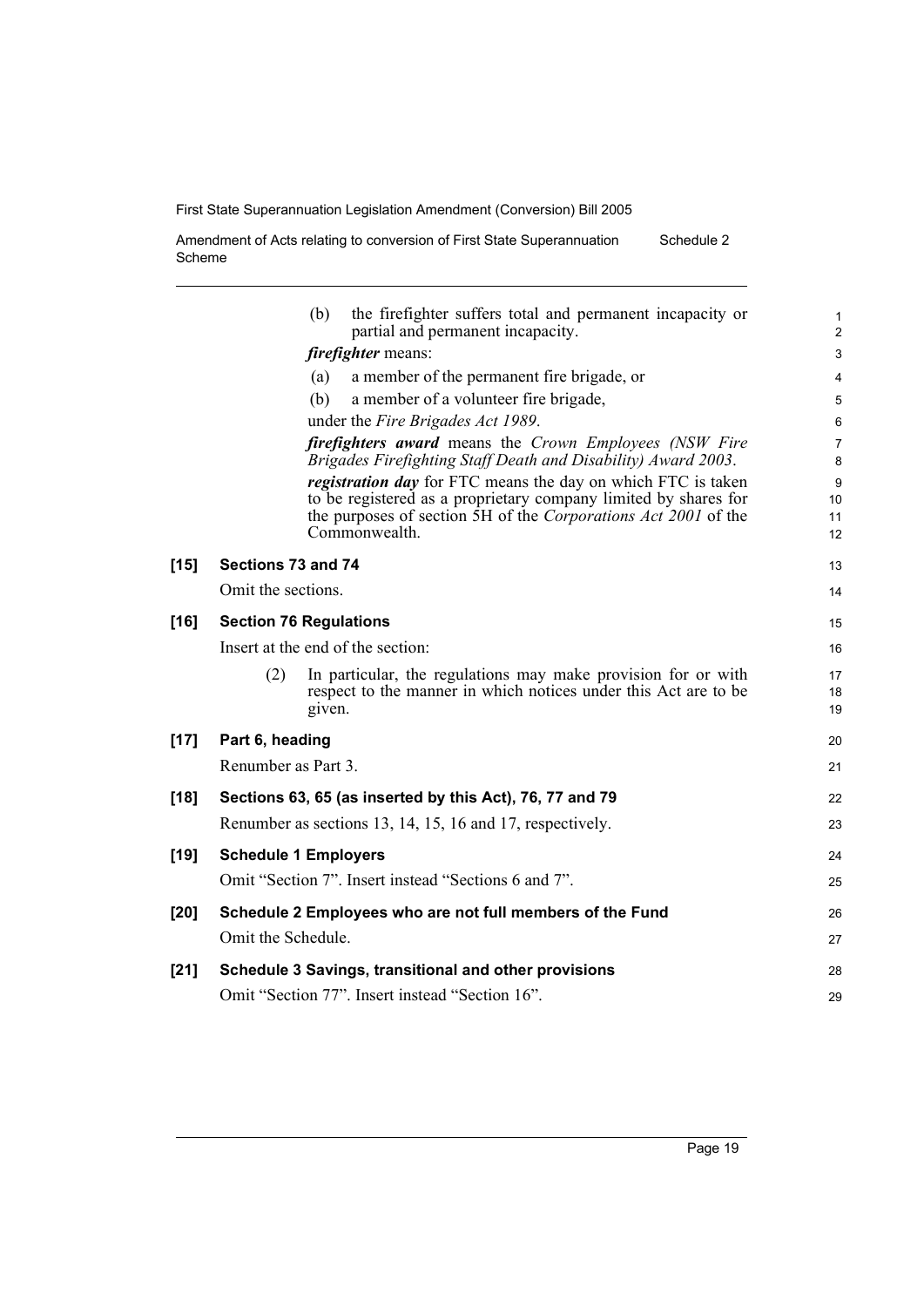(b) the firefighter suffers total and permanent incapacity or partial and permanent incapacity.

***firefighter*** means:

(a) a member of the permanent fire brigade, or

(b) a member of a volunteer fire brigade,

under the *Fire Brigades Act 1989*.

***firefighters award*** means the *Crown Employees (NSW Fire Brigades Firefighting Staff Death and Disability) Award 2003*.

***registration day*** for FTC means the day on which FTC is taken to be registered as a proprietary company limited by shares for the purposes of section 5H of the *Corporations Act 2001* of the Commonwealth.

**[15] Sections 73 and 74**

Omit the sections.

**[16] Section 76 Regulations**

Insert at the end of the section:

(2) In particular, the regulations may make provision for or with respect to the manner in which notices under this Act are to be given.

**[17] Part 6, heading**

Renumber as Part 3.

**[18] Sections 63, 65 (as inserted by this Act), 76, 77 and 79**

Renumber as sections 13, 14, 15, 16 and 17, respectively.

**[19] Schedule 1 Employers**

Omit "Section 7". Insert instead "Sections 6 and 7".

**[20] Schedule 2 Employees who are not full members of the Fund**

Omit the Schedule.

**[21] Schedule 3 Savings, transitional and other provisions**

Omit "Section 77". Insert instead "Section 16".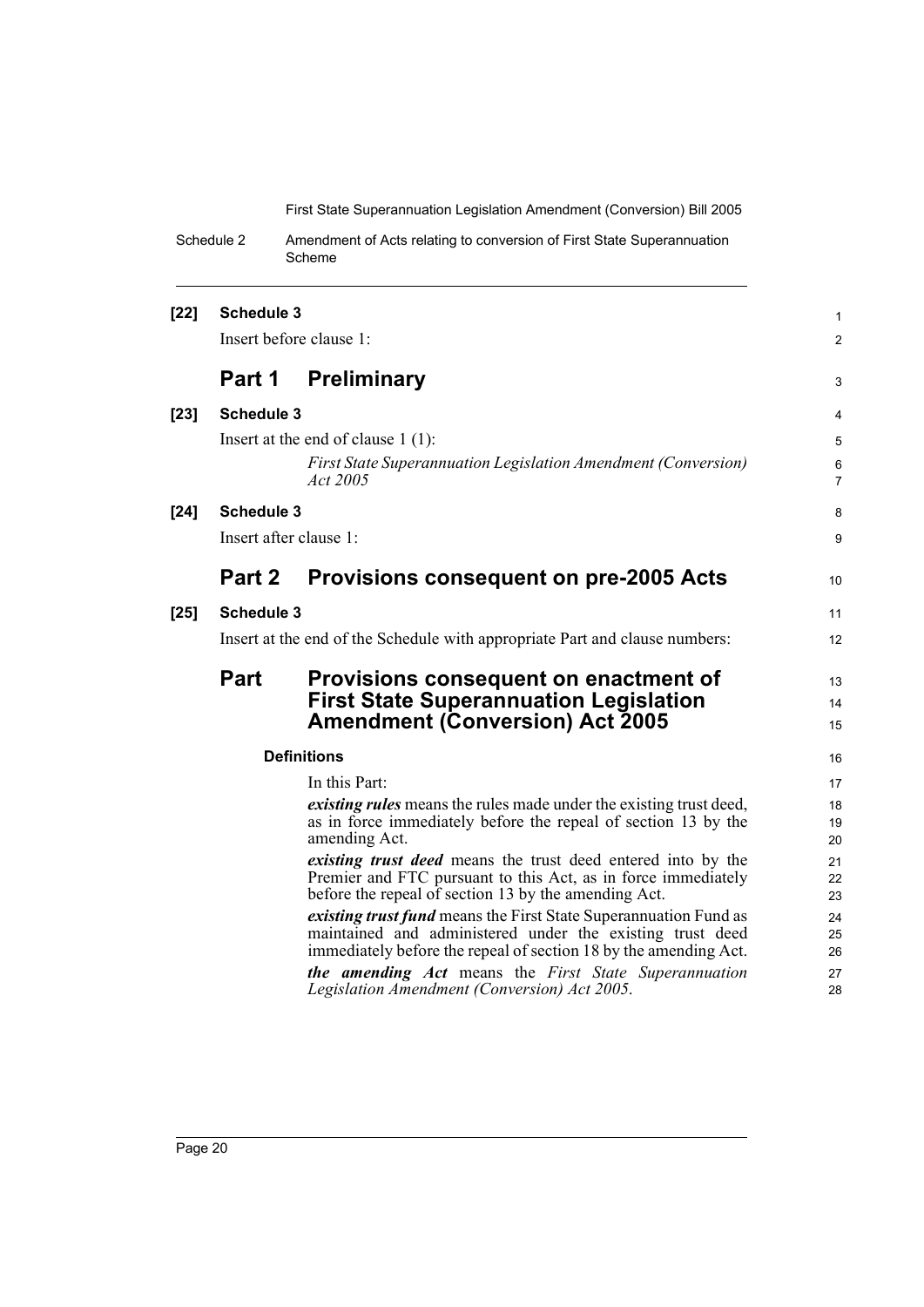**[22] Schedule 3**

Insert before clause 1:

## Part 1 Preliminary

**[23] Schedule 3**

Insert at the end of clause 1 (1):

> *First State Superannuation Legislation Amendment (Conversion) Act 2005*

**[24] Schedule 3**

Insert after clause 1:

## Part 2 Provisions consequent on pre-2005 Acts

**[25] Schedule 3**

Insert at the end of the Schedule with appropriate Part and clause numbers:

## Part Provisions consequent on enactment of First State Superannuation Legislation Amendment (Conversion) Act 2005

### Definitions

In this Part:

***existing rules*** means the rules made under the existing trust deed, as in force immediately before the repeal of section 13 by the amending Act.

***existing trust deed*** means the trust deed entered into by the Premier and FTC pursuant to this Act, as in force immediately before the repeal of section 13 by the amending Act.

***existing trust fund*** means the First State Superannuation Fund as maintained and administered under the existing trust deed immediately before the repeal of section 18 by the amending Act.

***the amending Act*** means the *First State Superannuation Legislation Amendment (Conversion) Act 2005*.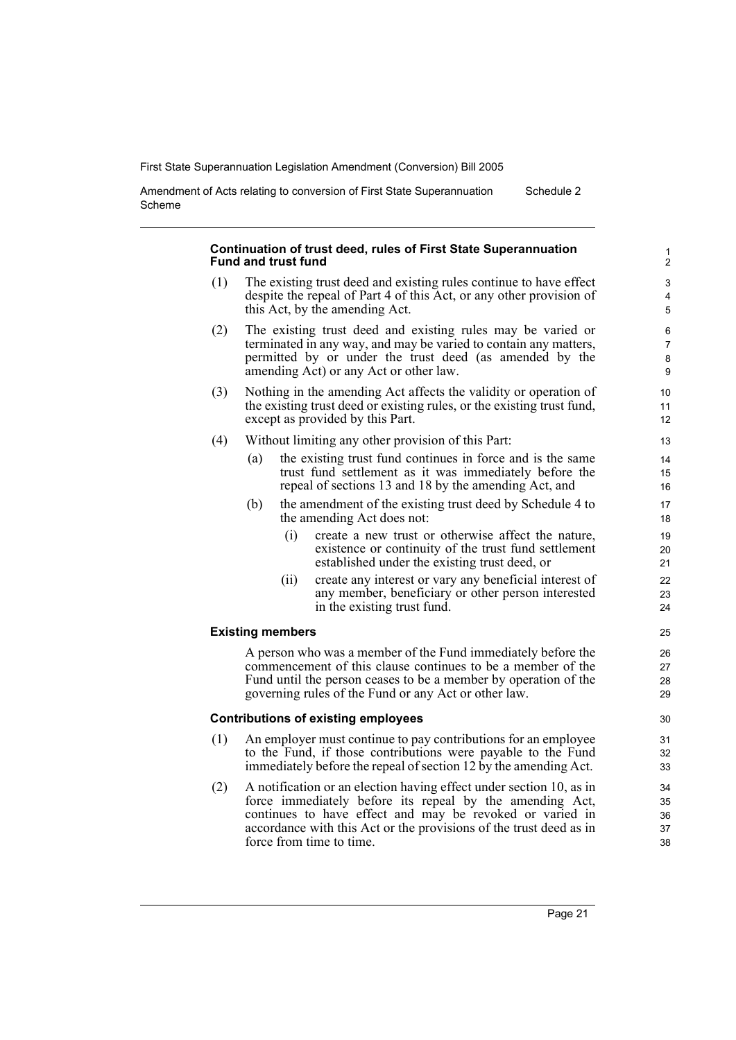**Continuation of trust deed, rules of First State Superannuation Fund and trust fund**

(1) The existing trust deed and existing rules continue to have effect despite the repeal of Part 4 of this Act, or any other provision of this Act, by the amending Act.

(2) The existing trust deed and existing rules may be varied or terminated in any way, and may be varied to contain any matters, permitted by or under the trust deed (as amended by the amending Act) or any Act or other law.

(3) Nothing in the amending Act affects the validity or operation of the existing trust deed or existing rules, or the existing trust fund, except as provided by this Part.

(4) Without limiting any other provision of this Part:

- (a) the existing trust fund continues in force and is the same trust fund settlement as it was immediately before the repeal of sections 13 and 18 by the amending Act, and
- (b) the amendment of the existing trust deed by Schedule 4 to the amending Act does not:
  - (i) create a new trust or otherwise affect the nature, existence or continuity of the trust fund settlement established under the existing trust deed, or
  - (ii) create any interest or vary any beneficial interest of any member, beneficiary or other person interested in the existing trust fund.

**Existing members**

A person who was a member of the Fund immediately before the commencement of this clause continues to be a member of the Fund until the person ceases to be a member by operation of the governing rules of the Fund or any Act or other law.

**Contributions of existing employees**

(1) An employer must continue to pay contributions for an employee to the Fund, if those contributions were payable to the Fund immediately before the repeal of section 12 by the amending Act.

(2) A notification or an election having effect under section 10, as in force immediately before its repeal by the amending Act, continues to have effect and may be revoked or varied in accordance with this Act or the provisions of the trust deed as in force from time to time.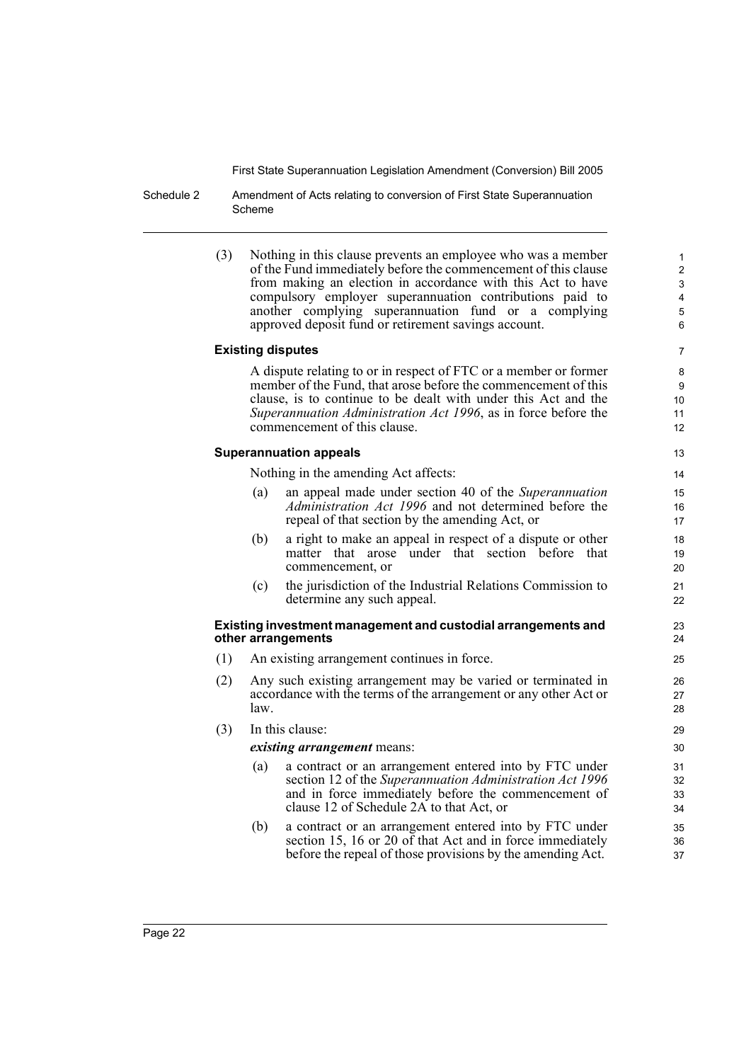(3) Nothing in this clause prevents an employee who was a member of the Fund immediately before the commencement of this clause from making an election in accordance with this Act to have compulsory employer superannuation contributions paid to another complying superannuation fund or a complying approved deposit fund or retirement savings account.

**Existing disputes**

A dispute relating to or in respect of FTC or a member or former member of the Fund, that arose before the commencement of this clause, is to continue to be dealt with under this Act and the *Superannuation Administration Act 1996*, as in force before the commencement of this clause.

**Superannuation appeals**

Nothing in the amending Act affects:

(a) an appeal made under section 40 of the *Superannuation Administration Act 1996* and not determined before the repeal of that section by the amending Act, or

(b) a right to make an appeal in respect of a dispute or other matter that arose under that section before that commencement, or

(c) the jurisdiction of the Industrial Relations Commission to determine any such appeal.

**Existing investment management and custodial arrangements and other arrangements**

(1) An existing arrangement continues in force.

(2) Any such existing arrangement may be varied or terminated in accordance with the terms of the arrangement or any other Act or law.

(3) In this clause:

***existing arrangement*** means:

(a) a contract or an arrangement entered into by FTC under section 12 of the *Superannuation Administration Act 1996* and in force immediately before the commencement of clause 12 of Schedule 2A to that Act, or

(b) a contract or an arrangement entered into by FTC under section 15, 16 or 20 of that Act and in force immediately before the repeal of those provisions by the amending Act.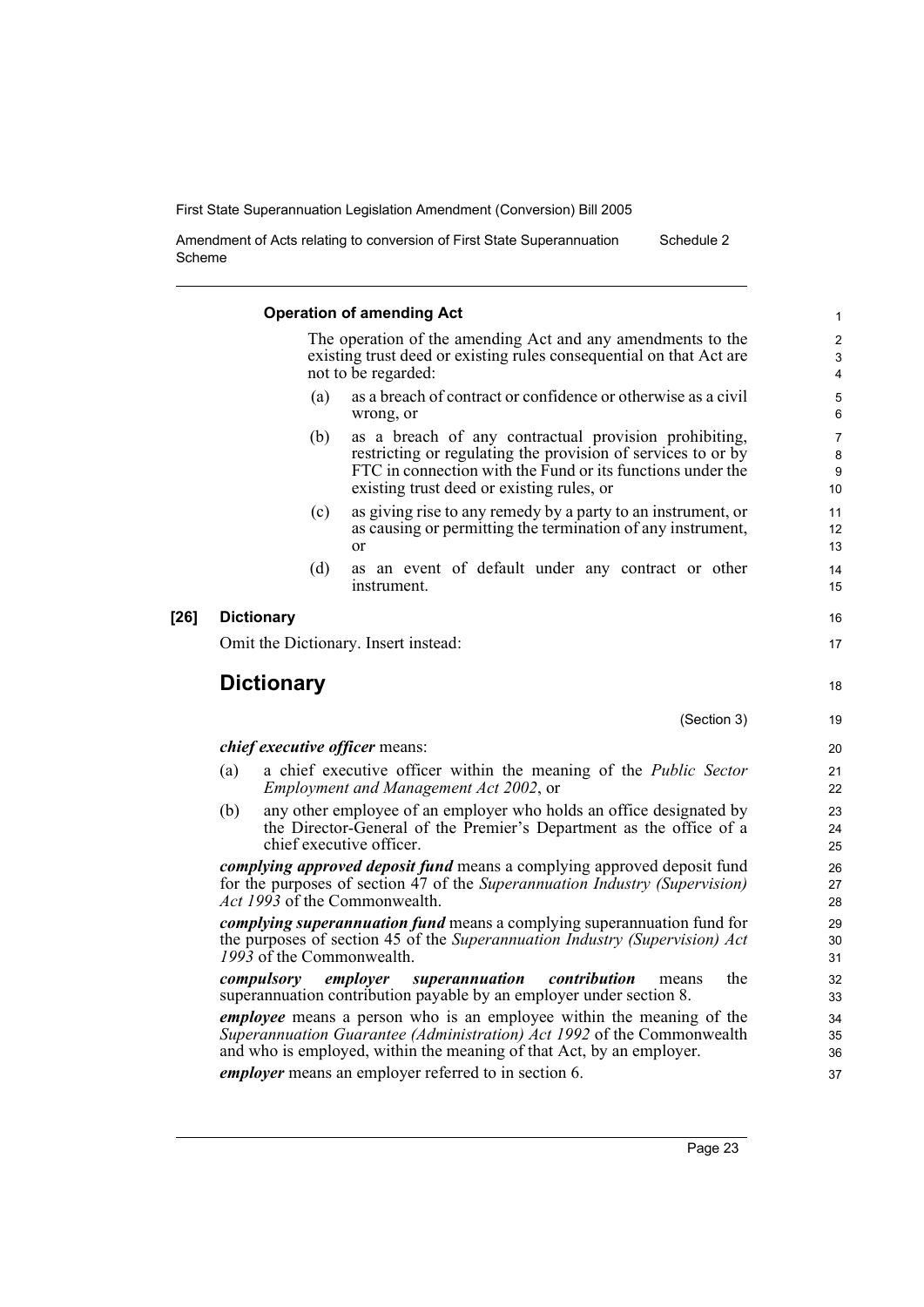#### Operation of amending Act

The operation of the amending Act and any amendments to the existing trust deed or existing rules consequential on that Act are not to be regarded:

(a) as a breach of contract or confidence or otherwise as a civil wrong, or

(b) as a breach of any contractual provision prohibiting, restricting or regulating the provision of services to or by FTC in connection with the Fund or its functions under the existing trust deed or existing rules, or

(c) as giving rise to any remedy by a party to an instrument, or as causing or permitting the termination of any instrument, or

(d) as an event of default under any contract or other instrument.

**[26] Dictionary**

Omit the Dictionary. Insert instead:

## Dictionary

(Section 3)

***chief executive officer*** means:

(a) a chief executive officer within the meaning of the *Public Sector Employment and Management Act 2002*, or

(b) any other employee of an employer who holds an office designated by the Director-General of the Premier's Department as the office of a chief executive officer.

***complying approved deposit fund*** means a complying approved deposit fund for the purposes of section 47 of the *Superannuation Industry (Supervision) Act 1993* of the Commonwealth.

***complying superannuation fund*** means a complying superannuation fund for the purposes of section 45 of the *Superannuation Industry (Supervision) Act 1993* of the Commonwealth.

***compulsory employer superannuation contribution*** means the superannuation contribution payable by an employer under section 8.

***employee*** means a person who is an employee within the meaning of the *Superannuation Guarantee (Administration) Act 1992* of the Commonwealth and who is employed, within the meaning of that Act, by an employer.

***employer*** means an employer referred to in section 6.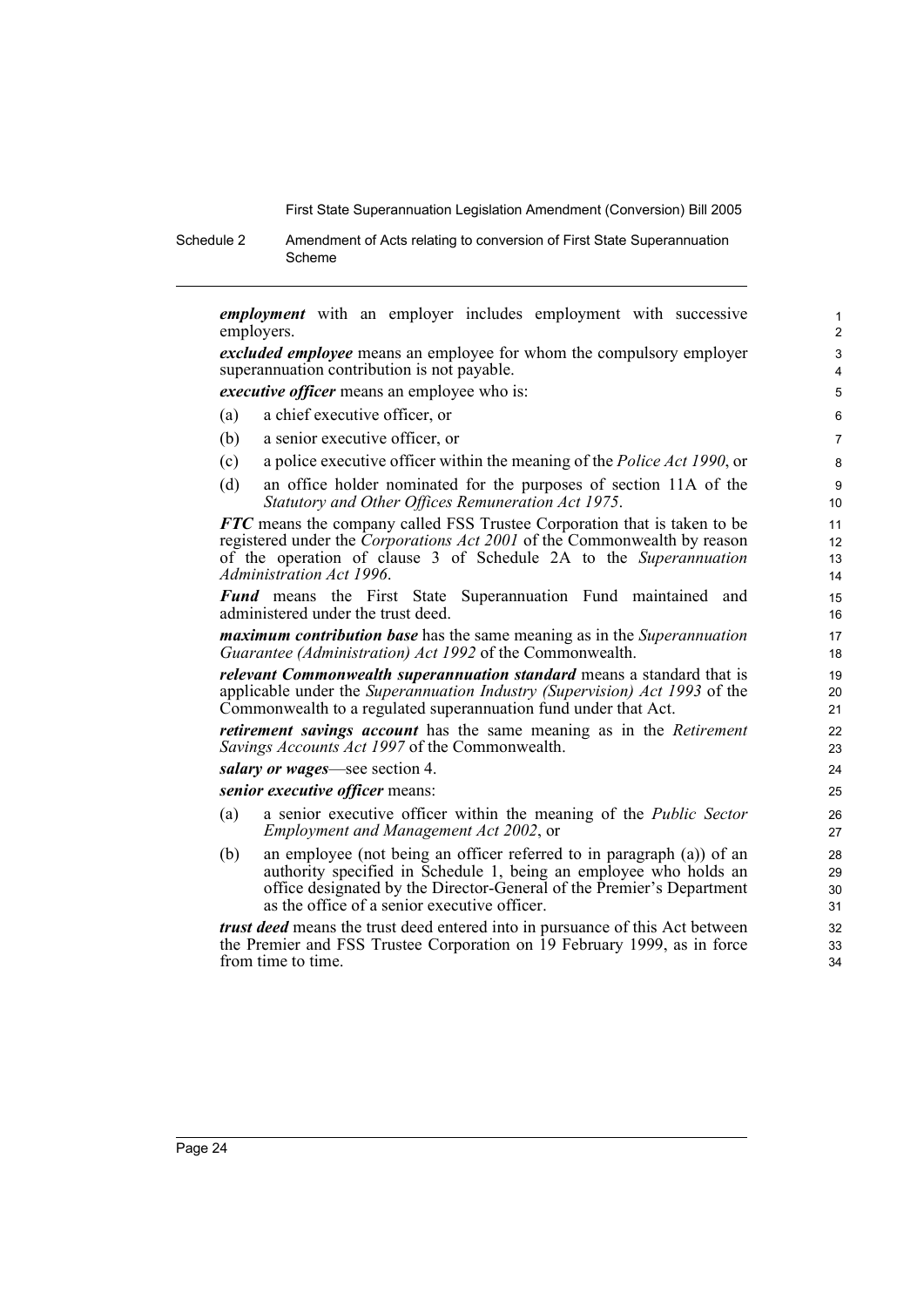***employment*** with an employer includes employment with successive employers.

***excluded employee*** means an employee for whom the compulsory employer superannuation contribution is not payable.

***executive officer*** means an employee who is:

(a) a chief executive officer, or

(b) a senior executive officer, or

(c) a police executive officer within the meaning of the *Police Act 1990*, or

(d) an office holder nominated for the purposes of section 11A of the *Statutory and Other Offices Remuneration Act 1975*.

***FTC*** means the company called FSS Trustee Corporation that is taken to be registered under the *Corporations Act 2001* of the Commonwealth by reason of the operation of clause 3 of Schedule 2A to the *Superannuation Administration Act 1996*.

***Fund*** means the First State Superannuation Fund maintained and administered under the trust deed.

***maximum contribution base*** has the same meaning as in the *Superannuation Guarantee (Administration) Act 1992* of the Commonwealth.

***relevant Commonwealth superannuation standard*** means a standard that is applicable under the *Superannuation Industry (Supervision) Act 1993* of the Commonwealth to a regulated superannuation fund under that Act.

***retirement savings account*** has the same meaning as in the *Retirement Savings Accounts Act 1997* of the Commonwealth.

***salary or wages***—see section 4.

***senior executive officer*** means:

(a) a senior executive officer within the meaning of the *Public Sector Employment and Management Act 2002*, or

(b) an employee (not being an officer referred to in paragraph (a)) of an authority specified in Schedule 1, being an employee who holds an office designated by the Director-General of the Premier's Department as the office of a senior executive officer.

***trust deed*** means the trust deed entered into in pursuance of this Act between the Premier and FSS Trustee Corporation on 19 February 1999, as in force from time to time.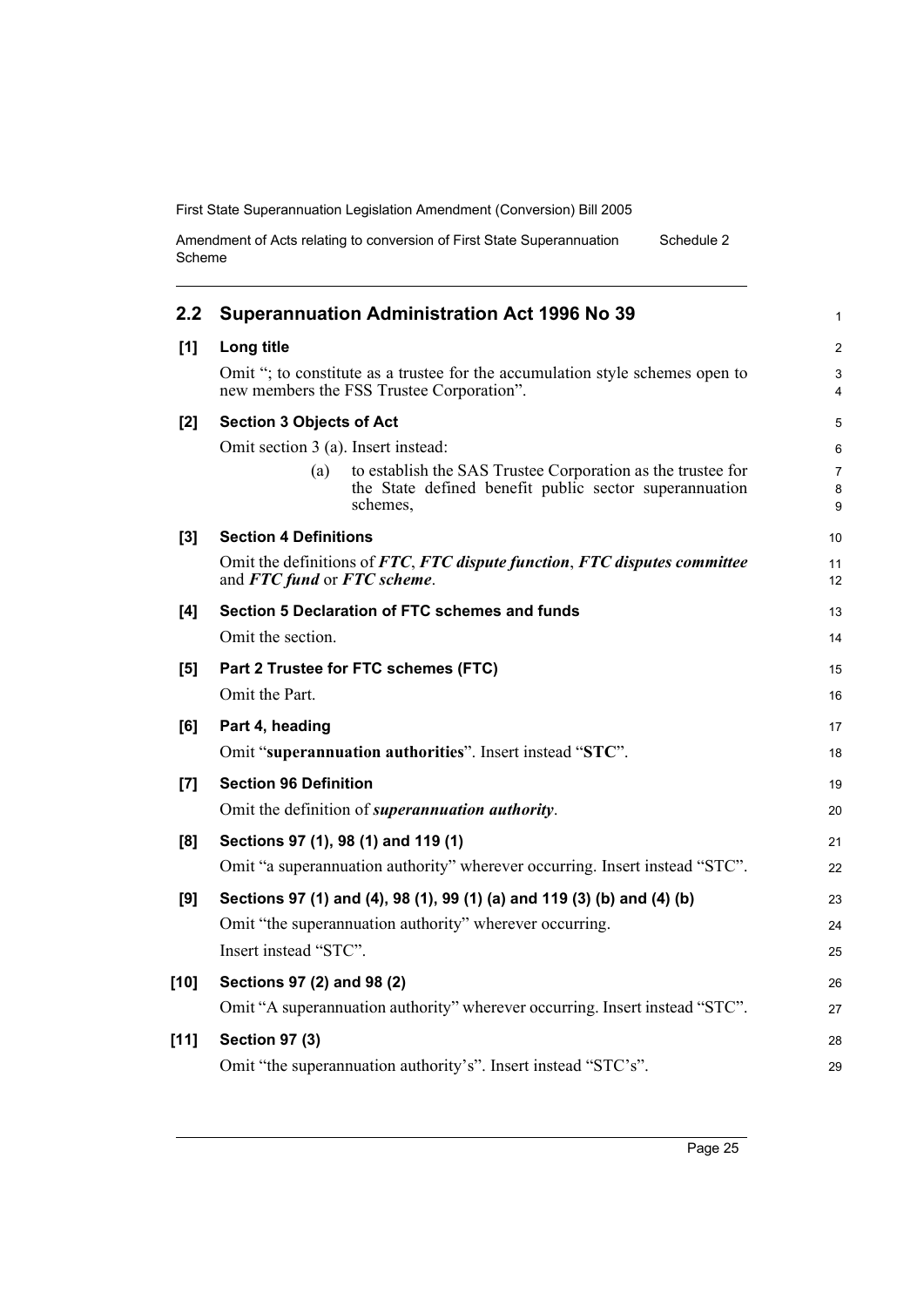## 2.2 Superannuation Administration Act 1996 No 39

**[1] Long title**

Omit "; to constitute as a trustee for the accumulation style schemes open to new members the FSS Trustee Corporation".

**[2] Section 3 Objects of Act**

Omit section 3 (a). Insert instead:

> (a) to establish the SAS Trustee Corporation as the trustee for the State defined benefit public sector superannuation schemes,

**[3] Section 4 Definitions**

Omit the definitions of ***FTC***, ***FTC dispute function***, ***FTC disputes committee*** and ***FTC fund*** or ***FTC scheme***.

**[4] Section 5 Declaration of FTC schemes and funds**

Omit the section.

**[5] Part 2 Trustee for FTC schemes (FTC)**

Omit the Part.

**[6] Part 4, heading**

Omit "**superannuation authorities**". Insert instead "**STC**".

**[7] Section 96 Definition**

Omit the definition of ***superannuation authority***.

**[8] Sections 97 (1), 98 (1) and 119 (1)**

Omit "a superannuation authority" wherever occurring. Insert instead "STC".

**[9] Sections 97 (1) and (4), 98 (1), 99 (1) (a) and 119 (3) (b) and (4) (b)**

Omit "the superannuation authority" wherever occurring.

Insert instead "STC".

**[10] Sections 97 (2) and 98 (2)**

Omit "A superannuation authority" wherever occurring. Insert instead "STC".

**[11] Section 97 (3)**

Omit "the superannuation authority's". Insert instead "STC's".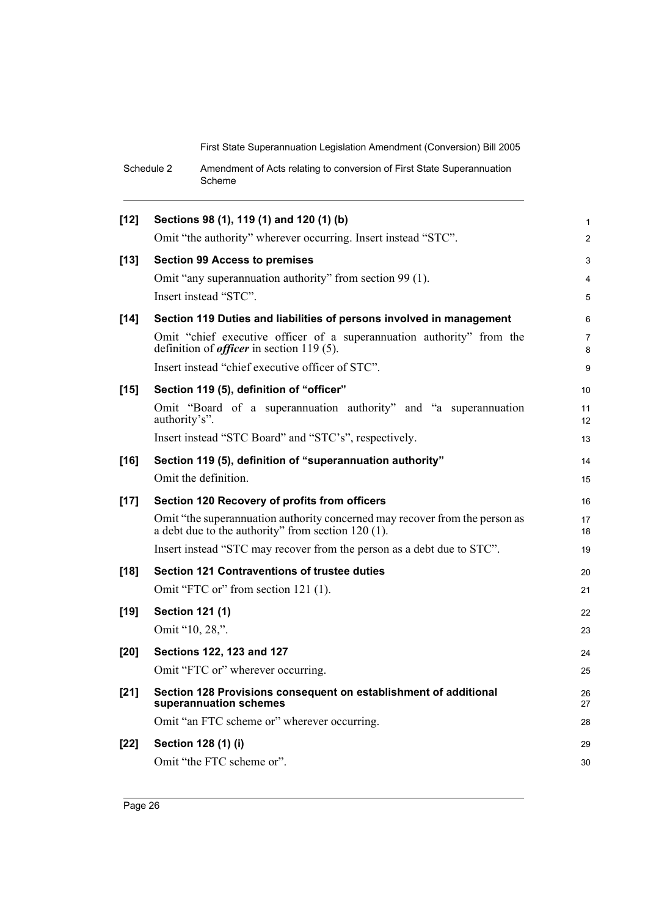**[12] Sections 98 (1), 119 (1) and 120 (1) (b)**

Omit "the authority" wherever occurring. Insert instead "STC".

**[13] Section 99 Access to premises**

Omit "any superannuation authority" from section 99 (1).

Insert instead "STC".

**[14] Section 119 Duties and liabilities of persons involved in management**

Omit "chief executive officer of a superannuation authority" from the definition of ***officer*** in section 119 (5).

Insert instead "chief executive officer of STC".

**[15] Section 119 (5), definition of "officer"**

Omit "Board of a superannuation authority" and "a superannuation authority's".

Insert instead "STC Board" and "STC's", respectively.

**[16] Section 119 (5), definition of "superannuation authority"**

Omit the definition.

**[17] Section 120 Recovery of profits from officers**

Omit "the superannuation authority concerned may recover from the person as a debt due to the authority" from section 120 (1).

Insert instead "STC may recover from the person as a debt due to STC".

**[18] Section 121 Contraventions of trustee duties**

Omit "FTC or" from section 121 (1).

**[19] Section 121 (1)**

Omit "10, 28,".

**[20] Sections 122, 123 and 127**

Omit "FTC or" wherever occurring.

**[21] Section 128 Provisions consequent on establishment of additional superannuation schemes**

Omit "an FTC scheme or" wherever occurring.

**[22] Section 128 (1) (i)**

Omit "the FTC scheme or".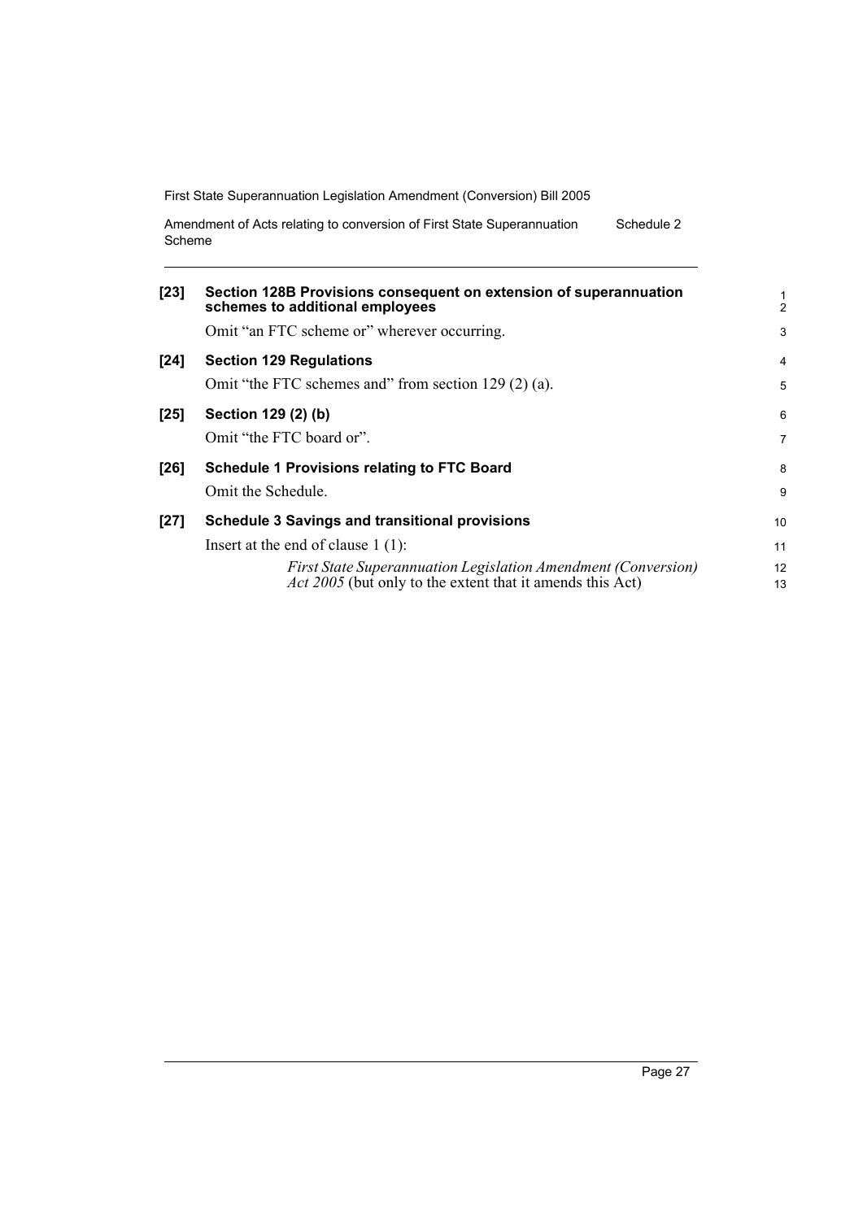**[23] Section 128B Provisions consequent on extension of superannuation schemes to additional employees**

Omit "an FTC scheme or" wherever occurring.

**[24] Section 129 Regulations**

Omit "the FTC schemes and" from section 129 (2) (a).

**[25] Section 129 (2) (b)**

Omit "the FTC board or".

**[26] Schedule 1 Provisions relating to FTC Board**

Omit the Schedule.

**[27] Schedule 3 Savings and transitional provisions**

Insert at the end of clause 1 (1):

*First State Superannuation Legislation Amendment (Conversion) Act 2005* (but only to the extent that it amends this Act)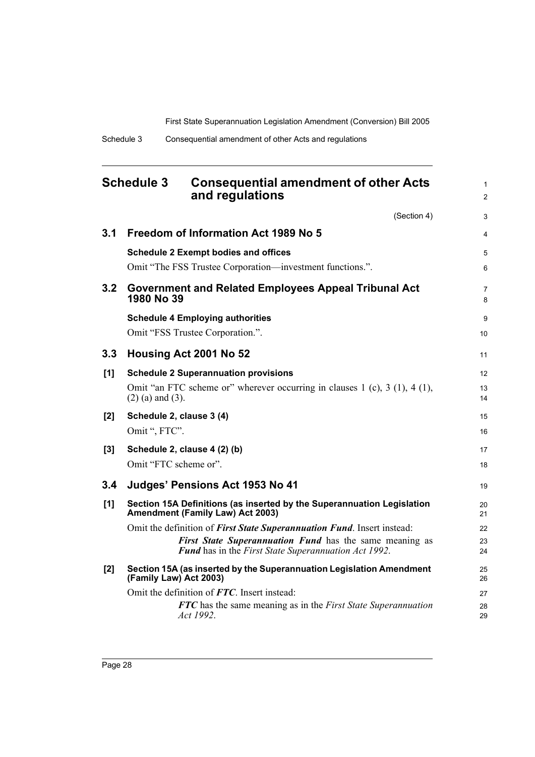# Schedule 3 Consequential amendment of other Acts and regulations

(Section 4)

## 3.1 Freedom of Information Act 1989 No 5

**Schedule 2 Exempt bodies and offices**

Omit "The FSS Trustee Corporation—investment functions.".

## 3.2 Government and Related Employees Appeal Tribunal Act 1980 No 39

**Schedule 4 Employing authorities**

Omit "FSS Trustee Corporation.".

## 3.3 Housing Act 2001 No 52

**[1] Schedule 2 Superannuation provisions**

Omit "an FTC scheme or" wherever occurring in clauses 1 (c), 3 (1), 4 (1), (2) (a) and (3).

**[2] Schedule 2, clause 3 (4)**

Omit ", FTC".

**[3] Schedule 2, clause 4 (2) (b)**

Omit "FTC scheme or".

## 3.4 Judges' Pensions Act 1953 No 41

**[1] Section 15A Definitions (as inserted by the Superannuation Legislation Amendment (Family Law) Act 2003)**

Omit the definition of ***First State Superannuation Fund***. Insert instead:

> ***First State Superannuation Fund*** has the same meaning as ***Fund*** has in the *First State Superannuation Act 1992*.

**[2] Section 15A (as inserted by the Superannuation Legislation Amendment (Family Law) Act 2003)**

Omit the definition of ***FTC***. Insert instead:

> ***FTC*** has the same meaning as in the *First State Superannuation Act 1992*.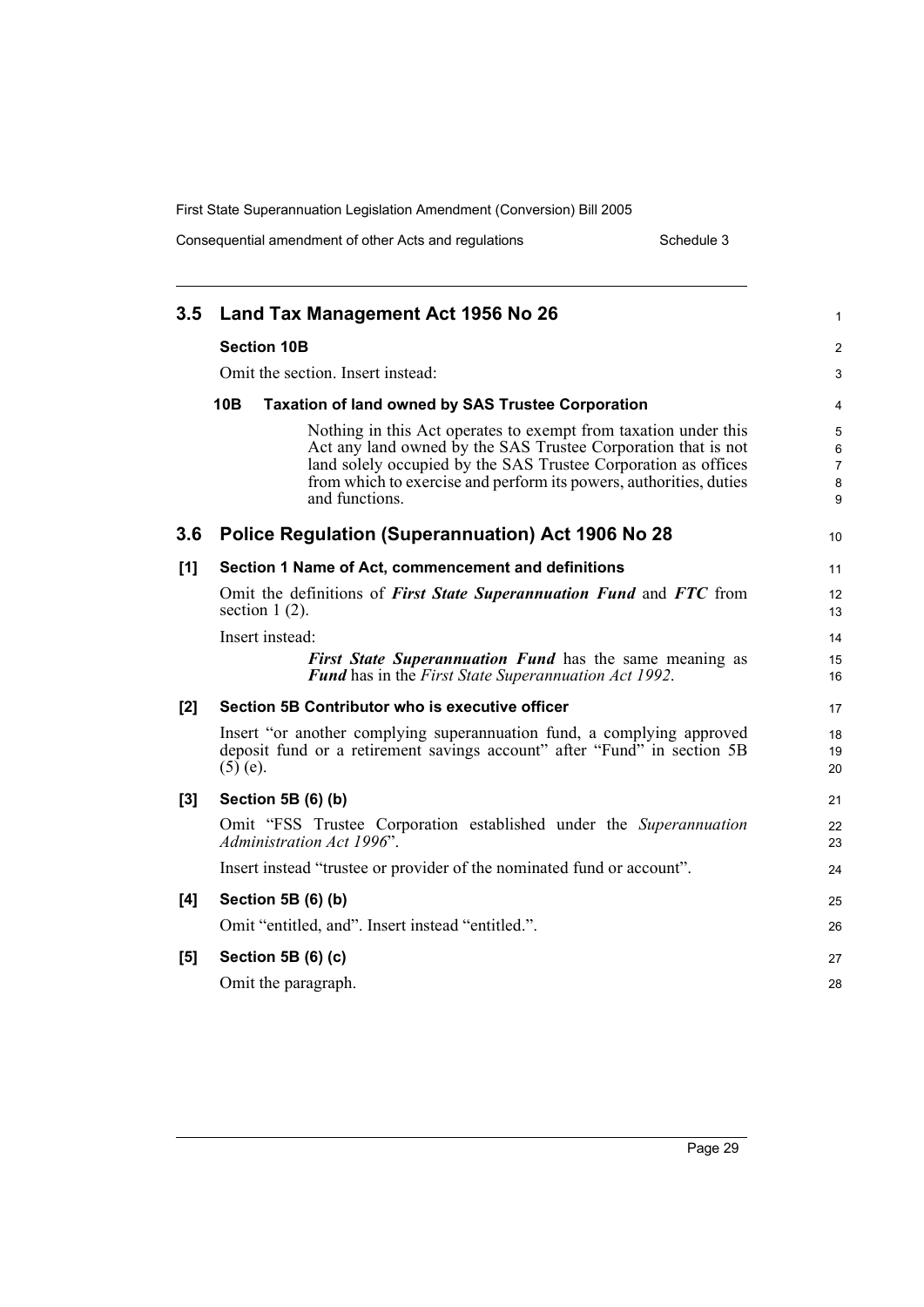## 3.5 Land Tax Management Act 1956 No 26

**Section 10B**

Omit the section. Insert instead:

**10B Taxation of land owned by SAS Trustee Corporation**

Nothing in this Act operates to exempt from taxation under this Act any land owned by the SAS Trustee Corporation that is not land solely occupied by the SAS Trustee Corporation as offices from which to exercise and perform its powers, authorities, duties and functions.

## 3.6 Police Regulation (Superannuation) Act 1906 No 28

**[1] Section 1 Name of Act, commencement and definitions**

Omit the definitions of ***First State Superannuation Fund*** and ***FTC*** from section 1 (2).

Insert instead:

***First State Superannuation Fund*** has the same meaning as ***Fund*** has in the *First State Superannuation Act 1992*.

**[2] Section 5B Contributor who is executive officer**

Insert "or another complying superannuation fund, a complying approved deposit fund or a retirement savings account" after "Fund" in section 5B (5) (e).

**[3] Section 5B (6) (b)**

Omit "FSS Trustee Corporation established under the *Superannuation Administration Act 1996*".

Insert instead "trustee or provider of the nominated fund or account".

**[4] Section 5B (6) (b)**

Omit "entitled, and". Insert instead "entitled.".

**[5] Section 5B (6) (c)**

Omit the paragraph.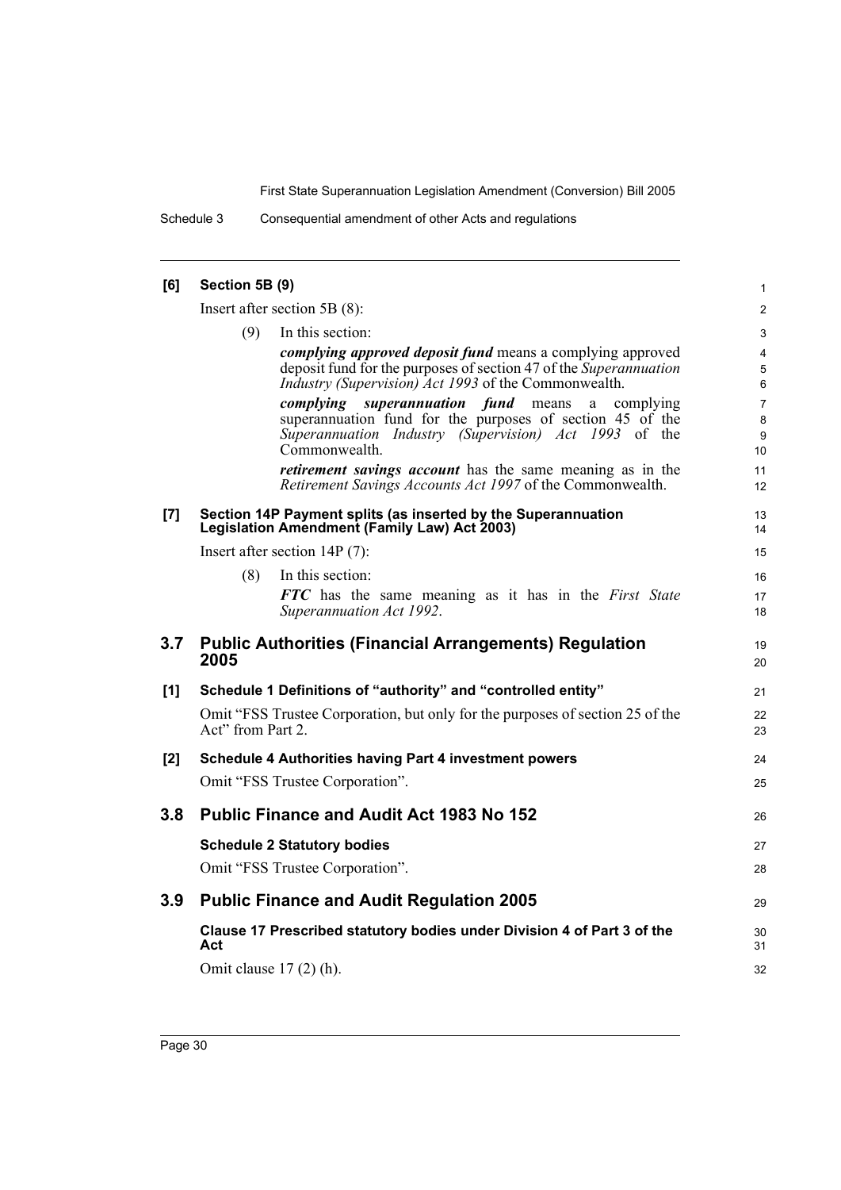**[6] Section 5B (9)**

Insert after section 5B (8):

(9) In this section:

***complying approved deposit fund*** means a complying approved deposit fund for the purposes of section 47 of the *Superannuation Industry (Supervision) Act 1993* of the Commonwealth.

***complying superannuation fund*** means a complying superannuation fund for the purposes of section 45 of the *Superannuation Industry (Supervision) Act 1993* of the Commonwealth.

***retirement savings account*** has the same meaning as in the *Retirement Savings Accounts Act 1997* of the Commonwealth.

**[7] Section 14P Payment splits (as inserted by the Superannuation Legislation Amendment (Family Law) Act 2003)**

Insert after section 14P (7):

(8) In this section:

***FTC*** has the same meaning as it has in the *First State Superannuation Act 1992*.

## 3.7 Public Authorities (Financial Arrangements) Regulation 2005

**[1] Schedule 1 Definitions of "authority" and "controlled entity"**

Omit "FSS Trustee Corporation, but only for the purposes of section 25 of the Act" from Part 2.

**[2] Schedule 4 Authorities having Part 4 investment powers**

Omit "FSS Trustee Corporation".

## 3.8 Public Finance and Audit Act 1983 No 152

**Schedule 2 Statutory bodies**

Omit "FSS Trustee Corporation".

## 3.9 Public Finance and Audit Regulation 2005

**Clause 17 Prescribed statutory bodies under Division 4 of Part 3 of the Act**

Omit clause 17 (2) (h).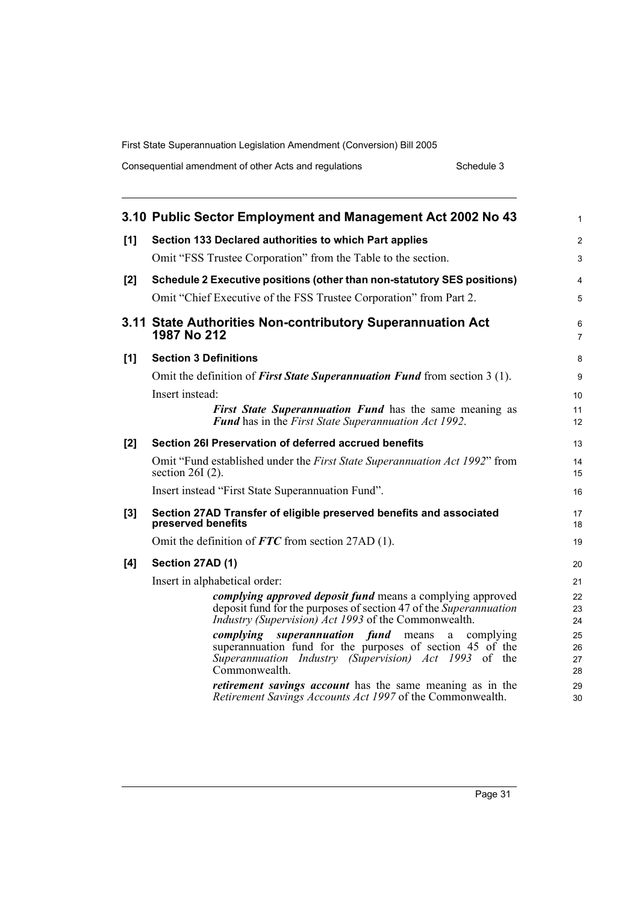## 3.10 Public Sector Employment and Management Act 2002 No 43

**[1] Section 133 Declared authorities to which Part applies**

Omit "FSS Trustee Corporation" from the Table to the section.

**[2] Schedule 2 Executive positions (other than non-statutory SES positions)**

Omit "Chief Executive of the FSS Trustee Corporation" from Part 2.

## 3.11 State Authorities Non-contributory Superannuation Act 1987 No 212

**[1] Section 3 Definitions**

Omit the definition of ***First State Superannuation Fund*** from section 3 (1).

Insert instead:

> ***First State Superannuation Fund*** has the same meaning as ***Fund*** has in the *First State Superannuation Act 1992*.

**[2] Section 26I Preservation of deferred accrued benefits**

Omit "Fund established under the *First State Superannuation Act 1992*" from section 26I (2).

Insert instead "First State Superannuation Fund".

**[3] Section 27AD Transfer of eligible preserved benefits and associated preserved benefits**

Omit the definition of ***FTC*** from section 27AD (1).

**[4] Section 27AD (1)**

Insert in alphabetical order:

> ***complying approved deposit fund*** means a complying approved deposit fund for the purposes of section 47 of the *Superannuation Industry (Supervision) Act 1993* of the Commonwealth.
>
> ***complying superannuation fund*** means a complying superannuation fund for the purposes of section 45 of the *Superannuation Industry (Supervision) Act 1993* of the Commonwealth.
>
> ***retirement savings account*** has the same meaning as in the *Retirement Savings Accounts Act 1997* of the Commonwealth.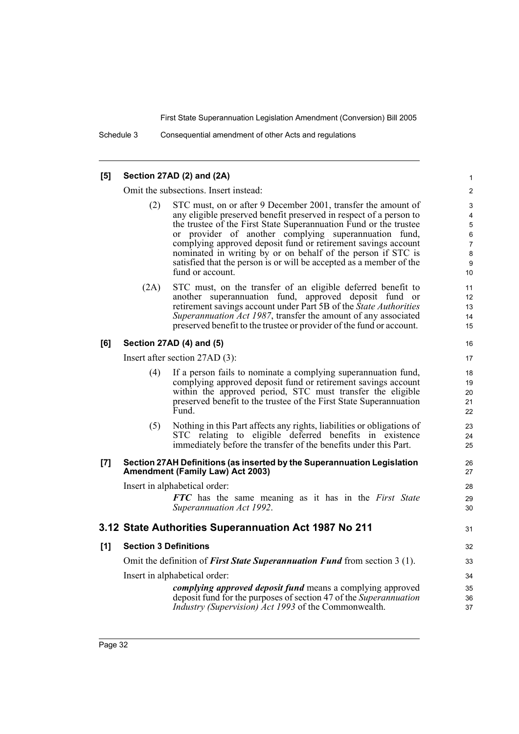**[5] Section 27AD (2) and (2A)**

Omit the subsections. Insert instead:

(2) STC must, on or after 9 December 2001, transfer the amount of any eligible preserved benefit preserved in respect of a person to the trustee of the First State Superannuation Fund or the trustee or provider of another complying superannuation fund, complying approved deposit fund or retirement savings account nominated in writing by or on behalf of the person if STC is satisfied that the person is or will be accepted as a member of the fund or account.

(2A) STC must, on the transfer of an eligible deferred benefit to another superannuation fund, approved deposit fund or retirement savings account under Part 5B of the *State Authorities Superannuation Act 1987*, transfer the amount of any associated preserved benefit to the trustee or provider of the fund or account.

**[6] Section 27AD (4) and (5)**

Insert after section 27AD (3):

(4) If a person fails to nominate a complying superannuation fund, complying approved deposit fund or retirement savings account within the approved period, STC must transfer the eligible preserved benefit to the trustee of the First State Superannuation Fund.

(5) Nothing in this Part affects any rights, liabilities or obligations of STC relating to eligible deferred benefits in existence immediately before the transfer of the benefits under this Part.

**[7] Section 27AH Definitions (as inserted by the Superannuation Legislation Amendment (Family Law) Act 2003)**

Insert in alphabetical order:

***FTC*** has the same meaning as it has in the *First State Superannuation Act 1992*.

## 3.12 State Authorities Superannuation Act 1987 No 211

**[1] Section 3 Definitions**

Omit the definition of ***First State Superannuation Fund*** from section 3 (1).

Insert in alphabetical order:

***complying approved deposit fund*** means a complying approved deposit fund for the purposes of section 47 of the *Superannuation Industry (Supervision) Act 1993* of the Commonwealth.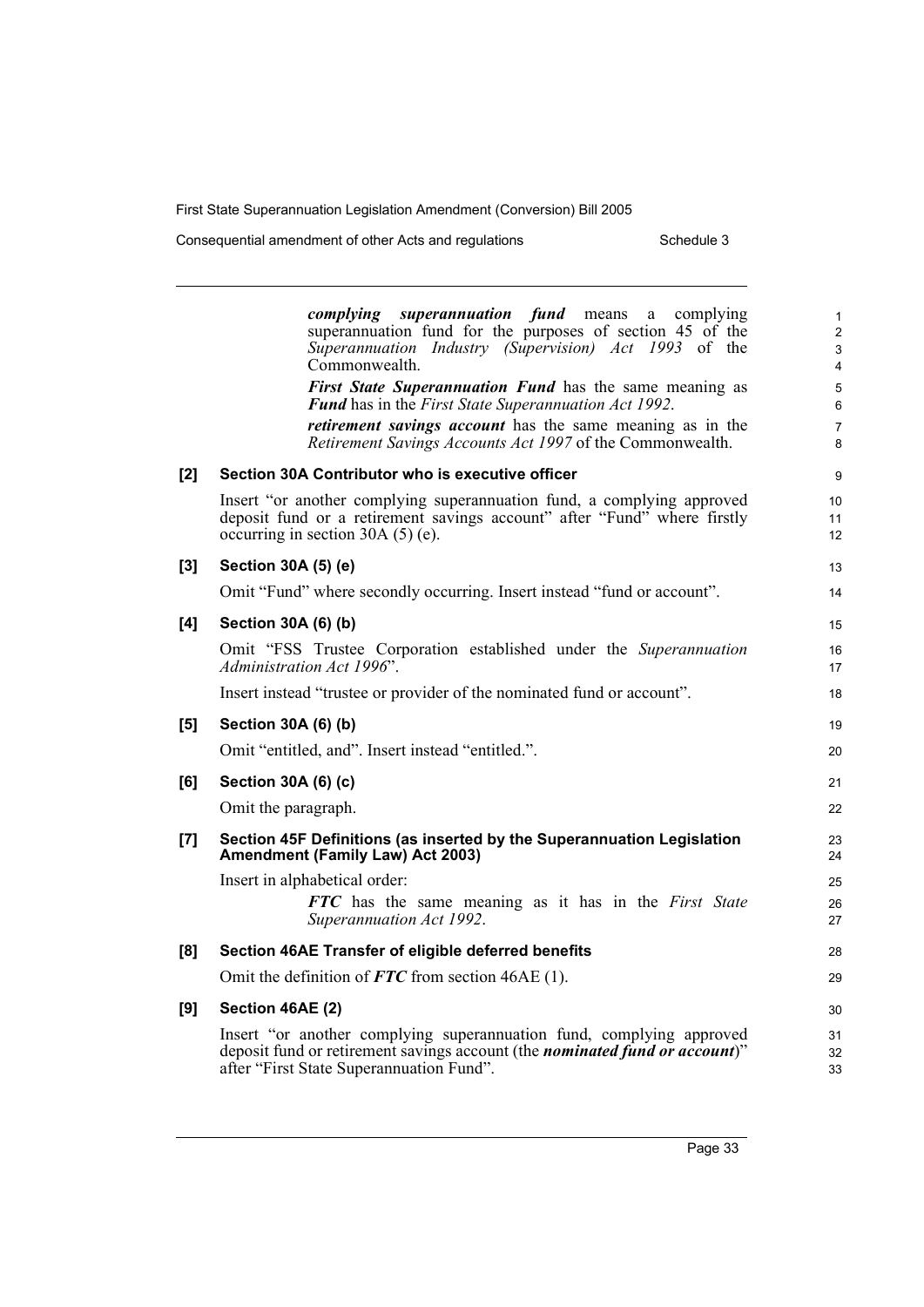***complying superannuation fund*** means a complying superannuation fund for the purposes of section 45 of the *Superannuation Industry (Supervision) Act 1993* of the Commonwealth.

***First State Superannuation Fund*** has the same meaning as ***Fund*** has in the *First State Superannuation Act 1992*.

***retirement savings account*** has the same meaning as in the *Retirement Savings Accounts Act 1997* of the Commonwealth.

**[2] Section 30A Contributor who is executive officer**

Insert "or another complying superannuation fund, a complying approved deposit fund or a retirement savings account" after "Fund" where firstly occurring in section 30A (5) (e).

**[3] Section 30A (5) (e)**

Omit "Fund" where secondly occurring. Insert instead "fund or account".

**[4] Section 30A (6) (b)**

Omit "FSS Trustee Corporation established under the *Superannuation Administration Act 1996*".

Insert instead "trustee or provider of the nominated fund or account".

**[5] Section 30A (6) (b)**

Omit "entitled, and". Insert instead "entitled.".

**[6] Section 30A (6) (c)**

Omit the paragraph.

**[7] Section 45F Definitions (as inserted by the Superannuation Legislation Amendment (Family Law) Act 2003)**

Insert in alphabetical order:

***FTC*** has the same meaning as it has in the *First State Superannuation Act 1992*.

**[8] Section 46AE Transfer of eligible deferred benefits**

Omit the definition of ***FTC*** from section 46AE (1).

**[9] Section 46AE (2)**

Insert "or another complying superannuation fund, complying approved deposit fund or retirement savings account (the ***nominated fund or account***)" after "First State Superannuation Fund".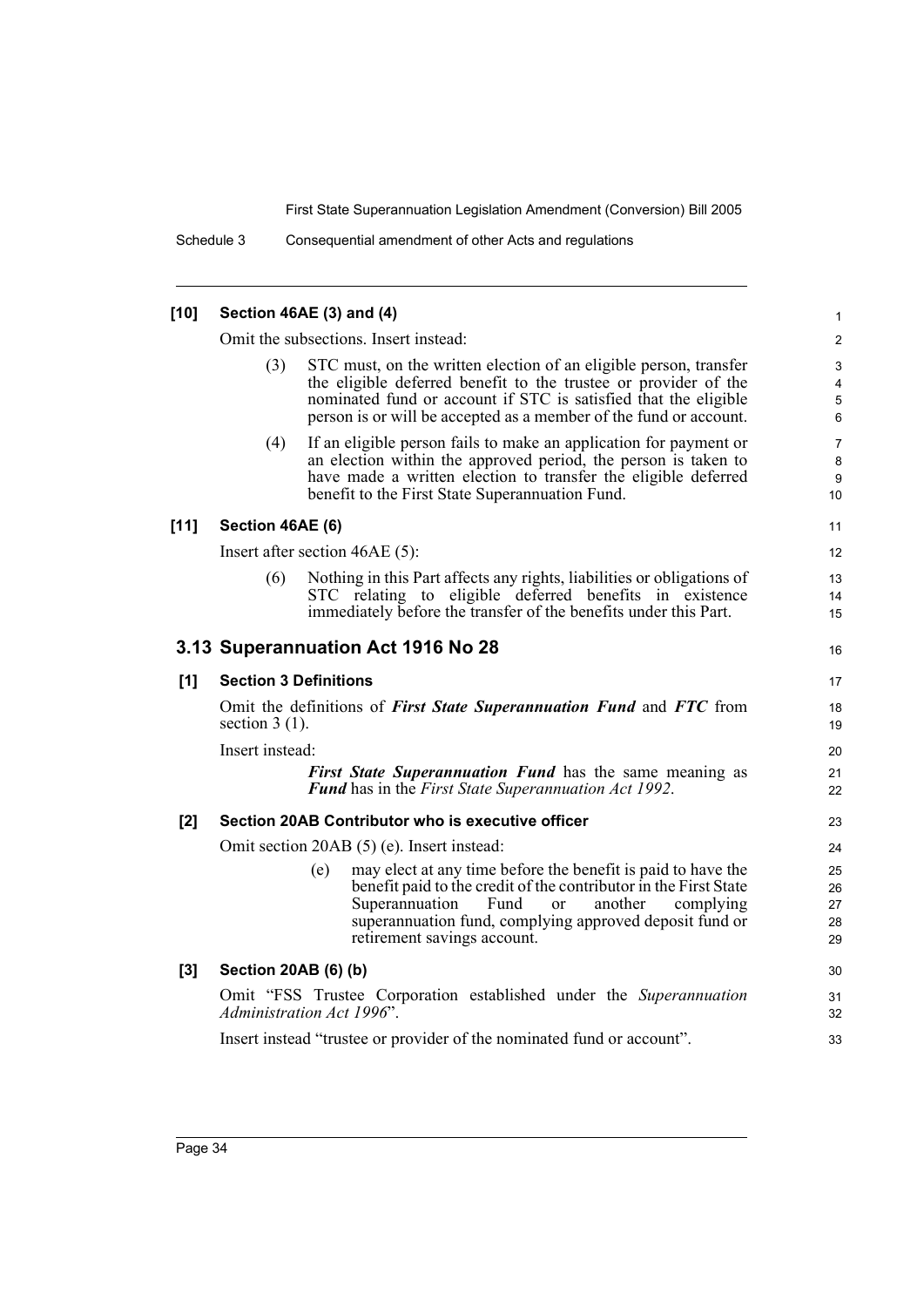**[10] Section 46AE (3) and (4)**

Omit the subsections. Insert instead:

> (3) STC must, on the written election of an eligible person, transfer the eligible deferred benefit to the trustee or provider of the nominated fund or account if STC is satisfied that the eligible person is or will be accepted as a member of the fund or account.
>
> (4) If an eligible person fails to make an application for payment or an election within the approved period, the person is taken to have made a written election to transfer the eligible deferred benefit to the First State Superannuation Fund.

**[11] Section 46AE (6)**

Insert after section 46AE (5):

> (6) Nothing in this Part affects any rights, liabilities or obligations of STC relating to eligible deferred benefits in existence immediately before the transfer of the benefits under this Part.

## 3.13 Superannuation Act 1916 No 28

**[1] Section 3 Definitions**

Omit the definitions of ***First State Superannuation Fund*** and ***FTC*** from section 3 (1).

Insert instead:

> ***First State Superannuation Fund*** has the same meaning as ***Fund*** has in the *First State Superannuation Act 1992*.

**[2] Section 20AB Contributor who is executive officer**

Omit section 20AB (5) (e). Insert instead:

> (e) may elect at any time before the benefit is paid to have the benefit paid to the credit of the contributor in the First State Superannuation Fund or another complying superannuation fund, complying approved deposit fund or retirement savings account.

**[3] Section 20AB (6) (b)**

Omit "FSS Trustee Corporation established under the *Superannuation Administration Act 1996*".

Insert instead "trustee or provider of the nominated fund or account".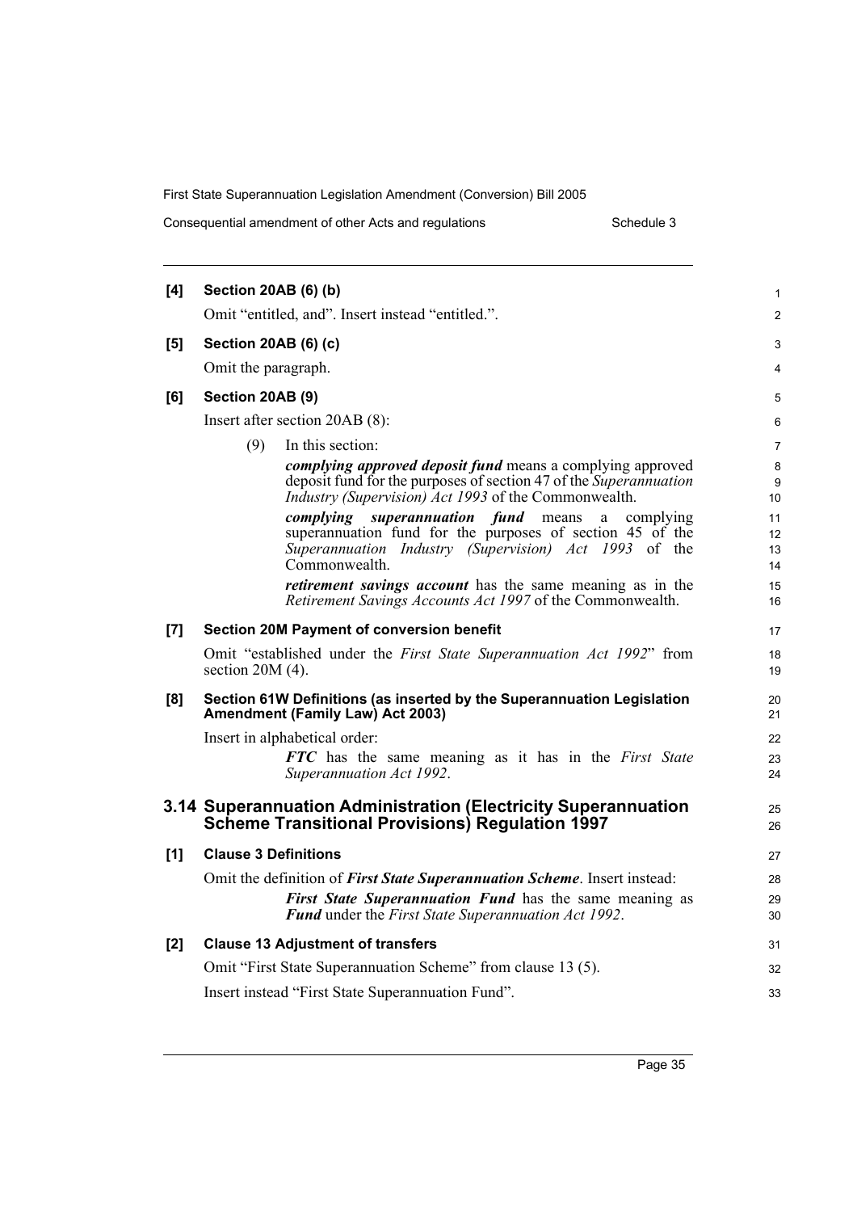**[4] Section 20AB (6) (b)**

Omit "entitled, and". Insert instead "entitled.".

**[5] Section 20AB (6) (c)**

Omit the paragraph.

**[6] Section 20AB (9)**

Insert after section 20AB (8):

(9) In this section:

***complying approved deposit fund*** means a complying approved deposit fund for the purposes of section 47 of the *Superannuation Industry (Supervision) Act 1993* of the Commonwealth.

***complying superannuation fund*** means a complying superannuation fund for the purposes of section 45 of the *Superannuation Industry (Supervision) Act 1993* of the Commonwealth.

***retirement savings account*** has the same meaning as in the *Retirement Savings Accounts Act 1997* of the Commonwealth.

**[7] Section 20M Payment of conversion benefit**

Omit "established under the *First State Superannuation Act 1992*" from section 20M (4).

**[8] Section 61W Definitions (as inserted by the Superannuation Legislation Amendment (Family Law) Act 2003)**

Insert in alphabetical order:

***FTC*** has the same meaning as it has in the *First State Superannuation Act 1992*.

## 3.14 Superannuation Administration (Electricity Superannuation Scheme Transitional Provisions) Regulation 1997

**[1] Clause 3 Definitions**

Omit the definition of ***First State Superannuation Scheme***. Insert instead:

***First State Superannuation Fund*** has the same meaning as ***Fund*** under the *First State Superannuation Act 1992*.

**[2] Clause 13 Adjustment of transfers**

Omit "First State Superannuation Scheme" from clause 13 (5).

Insert instead "First State Superannuation Fund".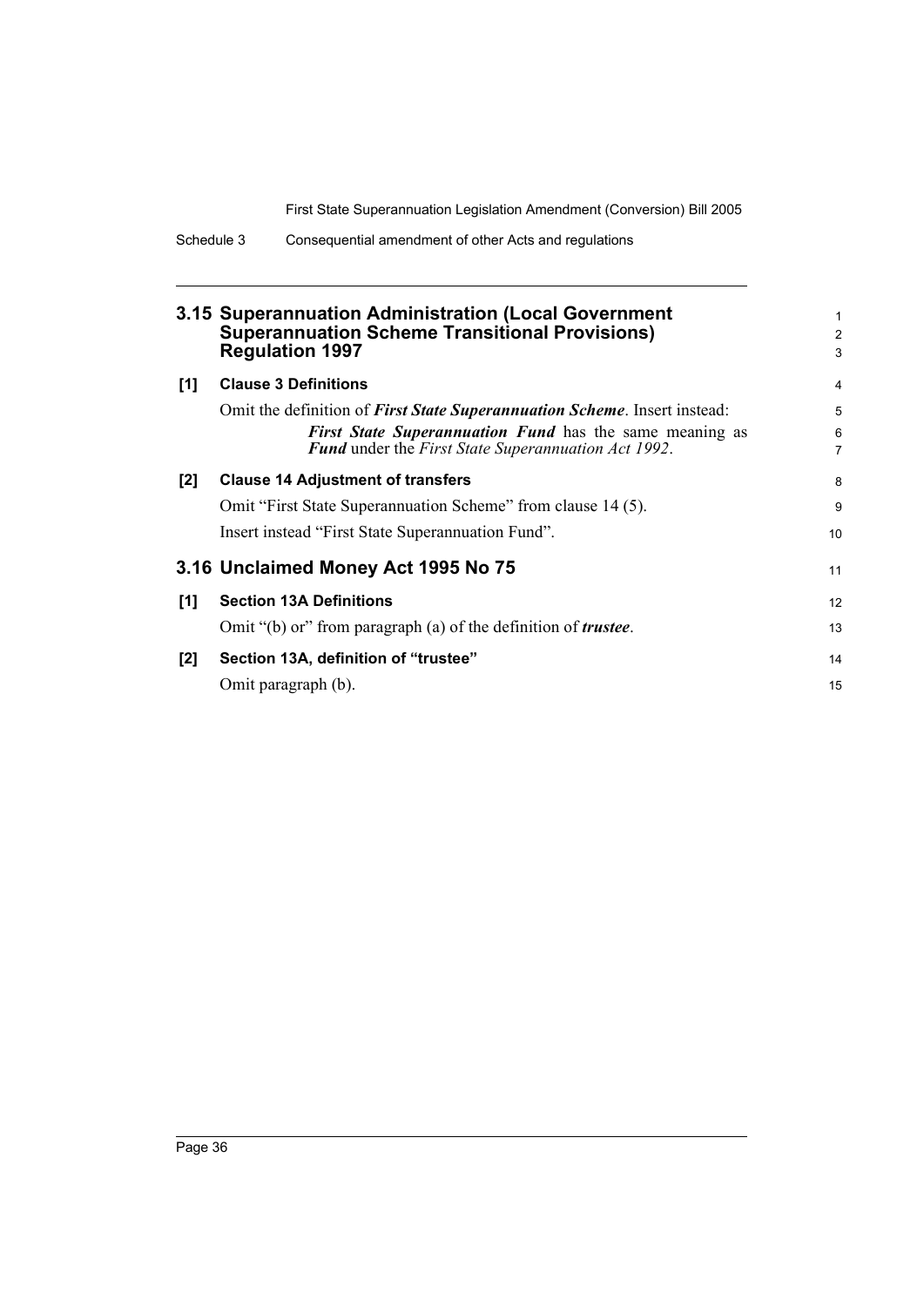## 3.15 Superannuation Administration (Local Government Superannuation Scheme Transitional Provisions) Regulation 1997

**[1] Clause 3 Definitions**

Omit the definition of ***First State Superannuation Scheme***. Insert instead:

> ***First State Superannuation Fund*** has the same meaning as ***Fund*** under the *First State Superannuation Act 1992*.

**[2] Clause 14 Adjustment of transfers**

Omit "First State Superannuation Scheme" from clause 14 (5).

Insert instead "First State Superannuation Fund".

## 3.16 Unclaimed Money Act 1995 No 75

**[1] Section 13A Definitions**

Omit "(b) or" from paragraph (a) of the definition of ***trustee***.

**[2] Section 13A, definition of "trustee"**

Omit paragraph (b).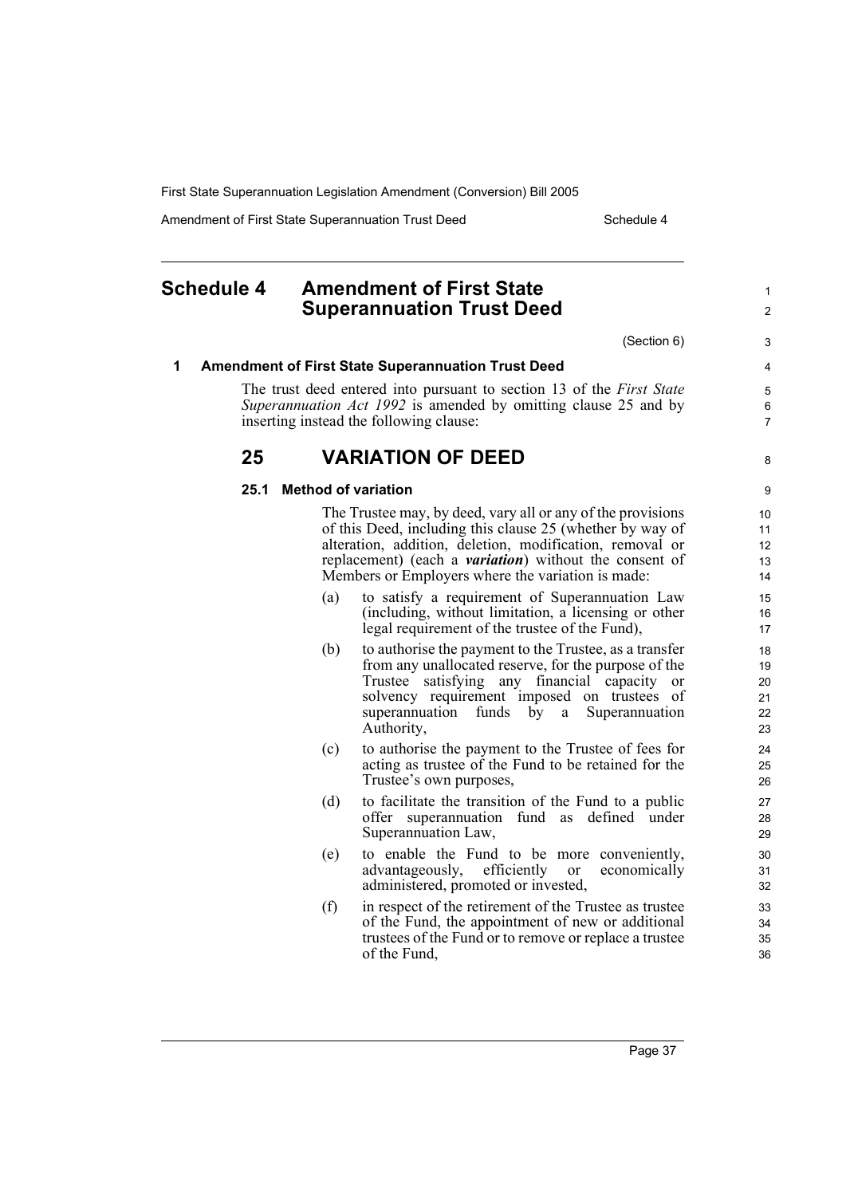## Schedule 4 Amendment of First State Superannuation Trust Deed

(Section 6)

### 1 Amendment of First State Superannuation Trust Deed

The trust deed entered into pursuant to section 13 of the *First State Superannuation Act 1992* is amended by omitting clause 25 and by inserting instead the following clause:

## 25 VARIATION OF DEED

### 25.1 Method of variation

The Trustee may, by deed, vary all or any of the provisions of this Deed, including this clause 25 (whether by way of alteration, addition, deletion, modification, removal or replacement) (each a ***variation***) without the consent of Members or Employers where the variation is made:

(a) to satisfy a requirement of Superannuation Law (including, without limitation, a licensing or other legal requirement of the trustee of the Fund),

(b) to authorise the payment to the Trustee, as a transfer from any unallocated reserve, for the purpose of the Trustee satisfying any financial capacity or solvency requirement imposed on trustees of superannuation funds by a Superannuation Authority,

(c) to authorise the payment to the Trustee of fees for acting as trustee of the Fund to be retained for the Trustee's own purposes,

(d) to facilitate the transition of the Fund to a public offer superannuation fund as defined under Superannuation Law,

(e) to enable the Fund to be more conveniently, advantageously, efficiently or economically administered, promoted or invested,

(f) in respect of the retirement of the Trustee as trustee of the Fund, the appointment of new or additional trustees of the Fund or to remove or replace a trustee of the Fund,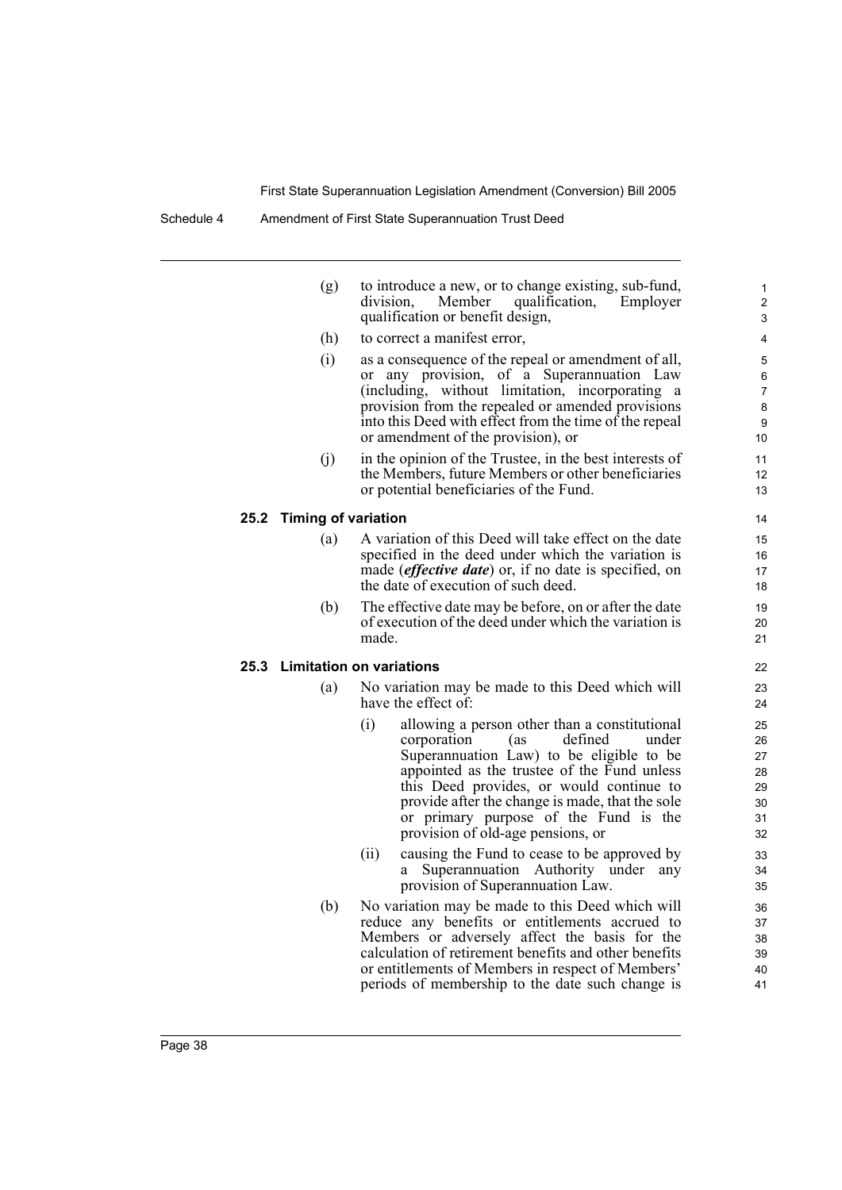(g) to introduce a new, or to change existing, sub-fund, division, Member qualification, Employer qualification or benefit design,

(h) to correct a manifest error,

(i) as a consequence of the repeal or amendment of all, or any provision, of a Superannuation Law (including, without limitation, incorporating a provision from the repealed or amended provisions into this Deed with effect from the time of the repeal or amendment of the provision), or

(j) in the opinion of the Trustee, in the best interests of the Members, future Members or other beneficiaries or potential beneficiaries of the Fund.

**25.2 Timing of variation**

(a) A variation of this Deed will take effect on the date specified in the deed under which the variation is made (***effective date***) or, if no date is specified, on the date of execution of such deed.

(b) The effective date may be before, on or after the date of execution of the deed under which the variation is made.

**25.3 Limitation on variations**

(a) No variation may be made to this Deed which will have the effect of:

(i) allowing a person other than a constitutional corporation (as defined under Superannuation Law) to be eligible to be appointed as the trustee of the Fund unless this Deed provides, or would continue to provide after the change is made, that the sole or primary purpose of the Fund is the provision of old-age pensions, or

(ii) causing the Fund to cease to be approved by a Superannuation Authority under any provision of Superannuation Law.

(b) No variation may be made to this Deed which will reduce any benefits or entitlements accrued to Members or adversely affect the basis for the calculation of retirement benefits and other benefits or entitlements of Members in respect of Members' periods of membership to the date such change is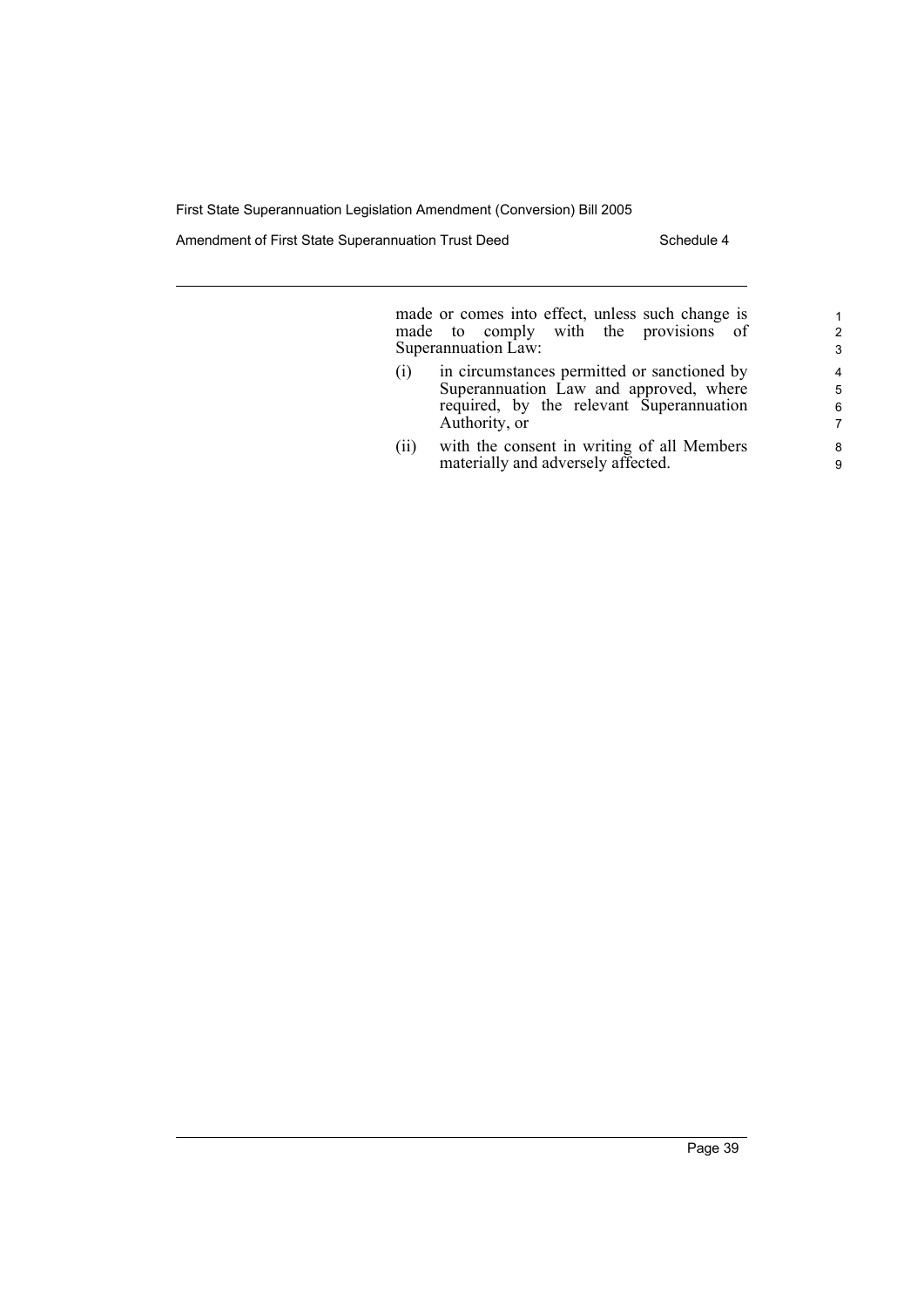made or comes into effect, unless such change is made to comply with the provisions of Superannuation Law:

(i) in circumstances permitted or sanctioned by Superannuation Law and approved, where required, by the relevant Superannuation Authority, or

(ii) with the consent in writing of all Members materially and adversely affected.